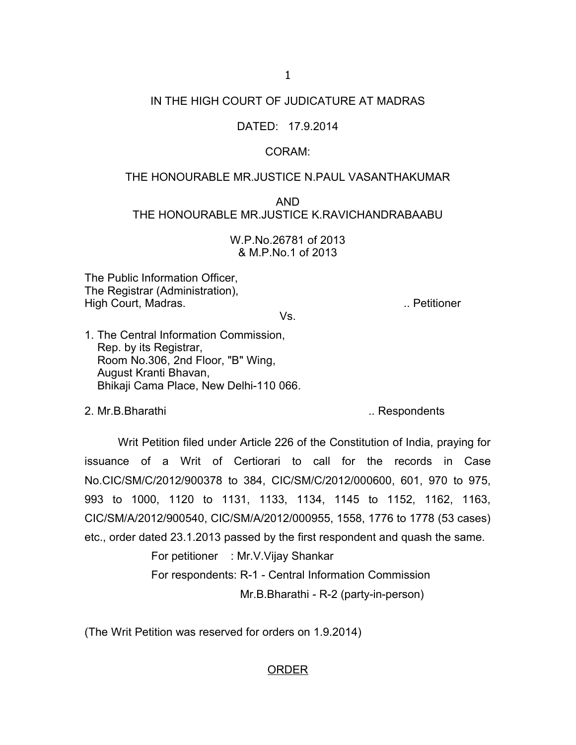IN THE HIGH COURT OF JUDICATURE AT MADRAS

DATED: 17.9.2014

CORAM:

THE HONOURABLE MR.JUSTICE N.PAUL VASANTHAKUMAR

AND

THE HONOURABLE MR.JUSTICE K.RAVICHANDRABAABU

W.P.No.26781 of 2013
& M.P.No.1 of 2013

The Public Information Officer,
The Registrar (Administration),
High Court, Madras. .. Petitioner

Vs.

1. The Central Information Commission,
   Rep. by its Registrar,
   Room No.306, 2nd Floor, "B" Wing,
   August Kranti Bhavan,
   Bhikaji Cama Place, New Delhi-110 066.

2. Mr.B.Bharathi .. Respondents

Writ Petition filed under Article 226 of the Constitution of India, praying for issuance of a Writ of Certiorari to call for the records in Case No.CIC/SM/C/2012/900378 to 384, CIC/SM/C/2012/000600, 601, 970 to 975, 993 to 1000, 1120 to 1131, 1133, 1134, 1145 to 1152, 1162, 1163, CIC/SM/A/2012/900540, CIC/SM/A/2012/000955, 1558, 1776 to 1778 (53 cases) etc., order dated 23.1.2013 passed by the first respondent and quash the same.

For petitioner : Mr.V.Vijay Shankar

For respondents: R-1 - Central Information Commission

Mr.B.Bharathi - R-2 (party-in-person)

(The Writ Petition was reserved for orders on 1.9.2014)

ORDER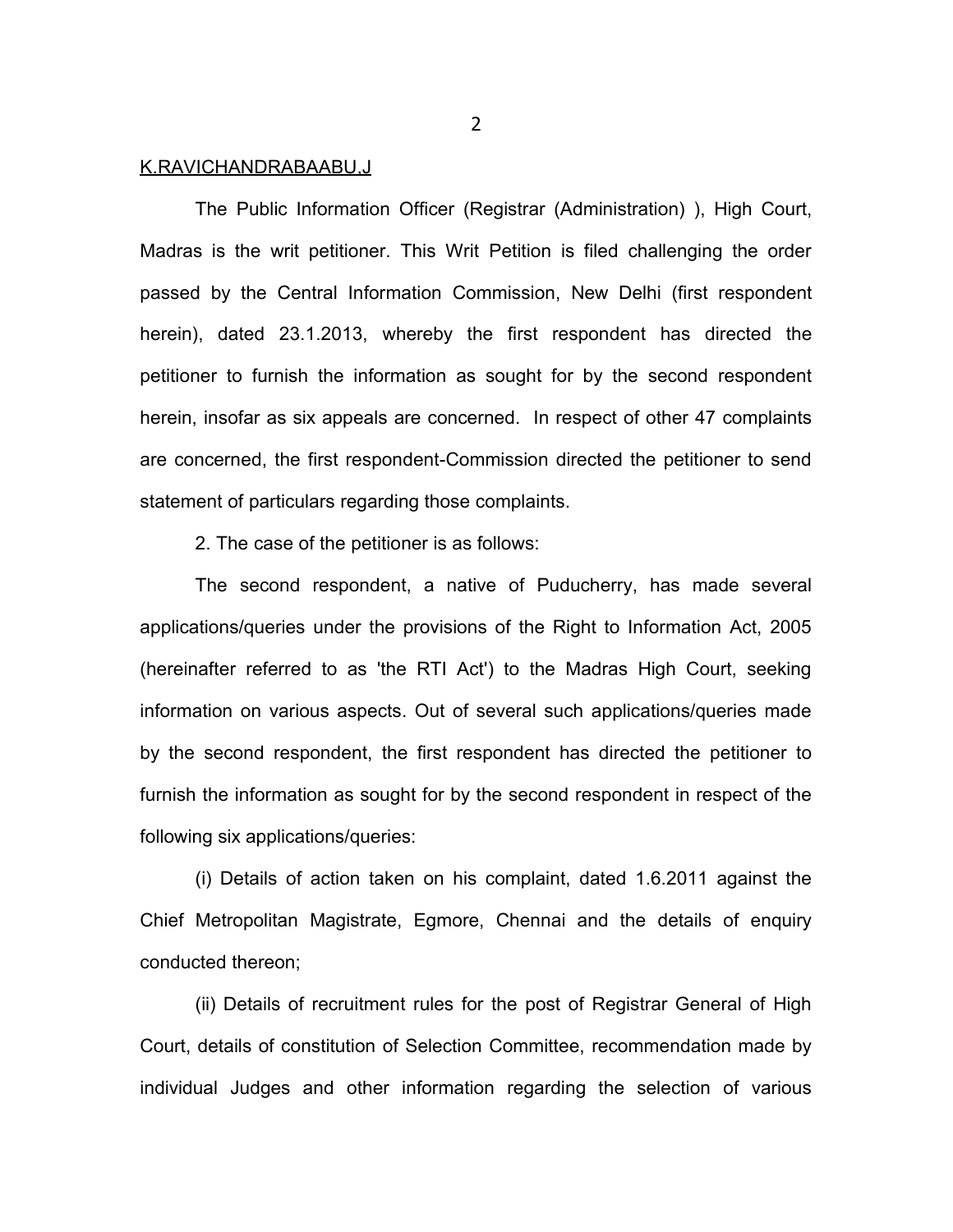K.RAVICHANDRABAABU,J

The Public Information Officer (Registrar (Administration) ), High Court, Madras is the writ petitioner. This Writ Petition is filed challenging the order passed by the Central Information Commission, New Delhi (first respondent herein), dated 23.1.2013, whereby the first respondent has directed the petitioner to furnish the information as sought for by the second respondent herein, insofar as six appeals are concerned. In respect of other 47 complaints are concerned, the first respondent-Commission directed the petitioner to send statement of particulars regarding those complaints.

2. The case of the petitioner is as follows:

The second respondent, a native of Puducherry, has made several applications/queries under the provisions of the Right to Information Act, 2005 (hereinafter referred to as 'the RTI Act') to the Madras High Court, seeking information on various aspects. Out of several such applications/queries made by the second respondent, the first respondent has directed the petitioner to furnish the information as sought for by the second respondent in respect of the following six applications/queries:

(i) Details of action taken on his complaint, dated 1.6.2011 against the Chief Metropolitan Magistrate, Egmore, Chennai and the details of enquiry conducted thereon;

(ii) Details of recruitment rules for the post of Registrar General of High Court, details of constitution of Selection Committee, recommendation made by individual Judges and other information regarding the selection of various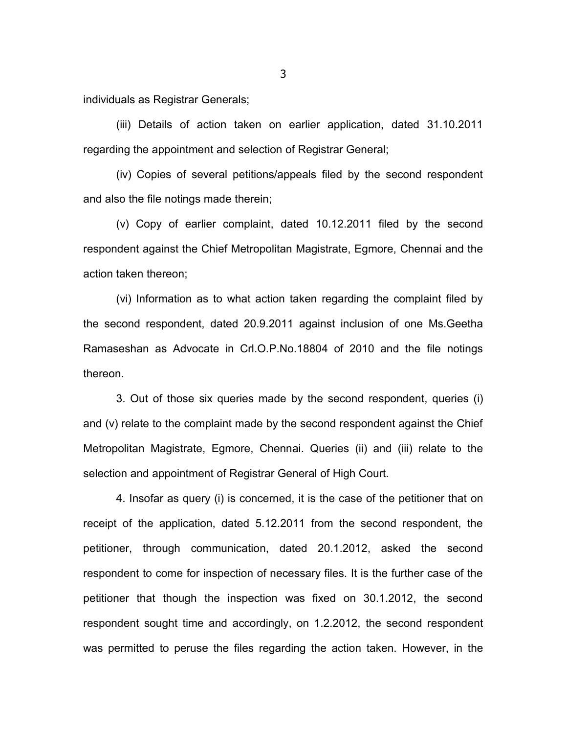individuals as Registrar Generals;

(iii) Details of action taken on earlier application, dated 31.10.2011 regarding the appointment and selection of Registrar General;

(iv) Copies of several petitions/appeals filed by the second respondent and also the file notings made therein;

(v) Copy of earlier complaint, dated 10.12.2011 filed by the second respondent against the Chief Metropolitan Magistrate, Egmore, Chennai and the action taken thereon;

(vi) Information as to what action taken regarding the complaint filed by the second respondent, dated 20.9.2011 against inclusion of one Ms.Geetha Ramaseshan as Advocate in Crl.O.P.No.18804 of 2010 and the file notings thereon.

3. Out of those six queries made by the second respondent, queries (i) and (v) relate to the complaint made by the second respondent against the Chief Metropolitan Magistrate, Egmore, Chennai. Queries (ii) and (iii) relate to the selection and appointment of Registrar General of High Court.

4. Insofar as query (i) is concerned, it is the case of the petitioner that on receipt of the application, dated 5.12.2011 from the second respondent, the petitioner, through communication, dated 20.1.2012, asked the second respondent to come for inspection of necessary files. It is the further case of the petitioner that though the inspection was fixed on 30.1.2012, the second respondent sought time and accordingly, on 1.2.2012, the second respondent was permitted to peruse the files regarding the action taken. However, in the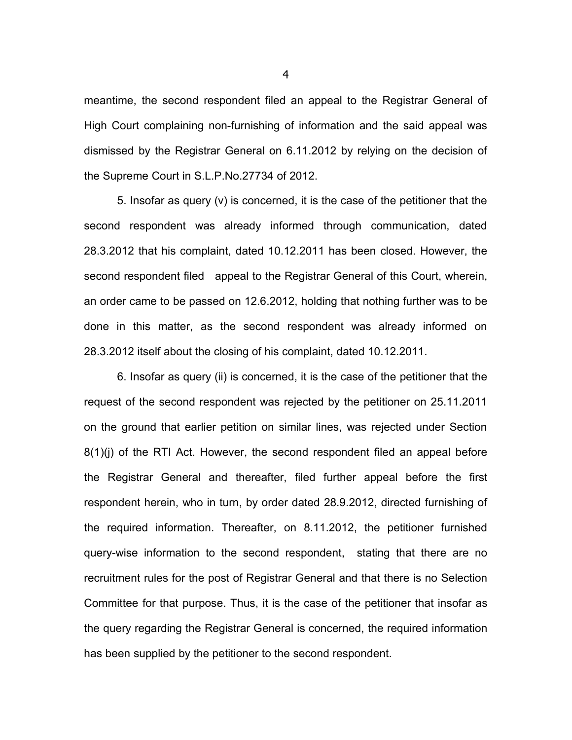meantime, the second respondent filed an appeal to the Registrar General of High Court complaining non-furnishing of information and the said appeal was dismissed by the Registrar General on 6.11.2012 by relying on the decision of the Supreme Court in S.L.P.No.27734 of 2012.

5. Insofar as query (v) is concerned, it is the case of the petitioner that the second respondent was already informed through communication, dated 28.3.2012 that his complaint, dated 10.12.2011 has been closed. However, the second respondent filed appeal to the Registrar General of this Court, wherein, an order came to be passed on 12.6.2012, holding that nothing further was to be done in this matter, as the second respondent was already informed on 28.3.2012 itself about the closing of his complaint, dated 10.12.2011.

6. Insofar as query (ii) is concerned, it is the case of the petitioner that the request of the second respondent was rejected by the petitioner on 25.11.2011 on the ground that earlier petition on similar lines, was rejected under Section 8(1)(j) of the RTI Act. However, the second respondent filed an appeal before the Registrar General and thereafter, filed further appeal before the first respondent herein, who in turn, by order dated 28.9.2012, directed furnishing of the required information. Thereafter, on 8.11.2012, the petitioner furnished query-wise information to the second respondent, stating that there are no recruitment rules for the post of Registrar General and that there is no Selection Committee for that purpose. Thus, it is the case of the petitioner that insofar as the query regarding the Registrar General is concerned, the required information has been supplied by the petitioner to the second respondent.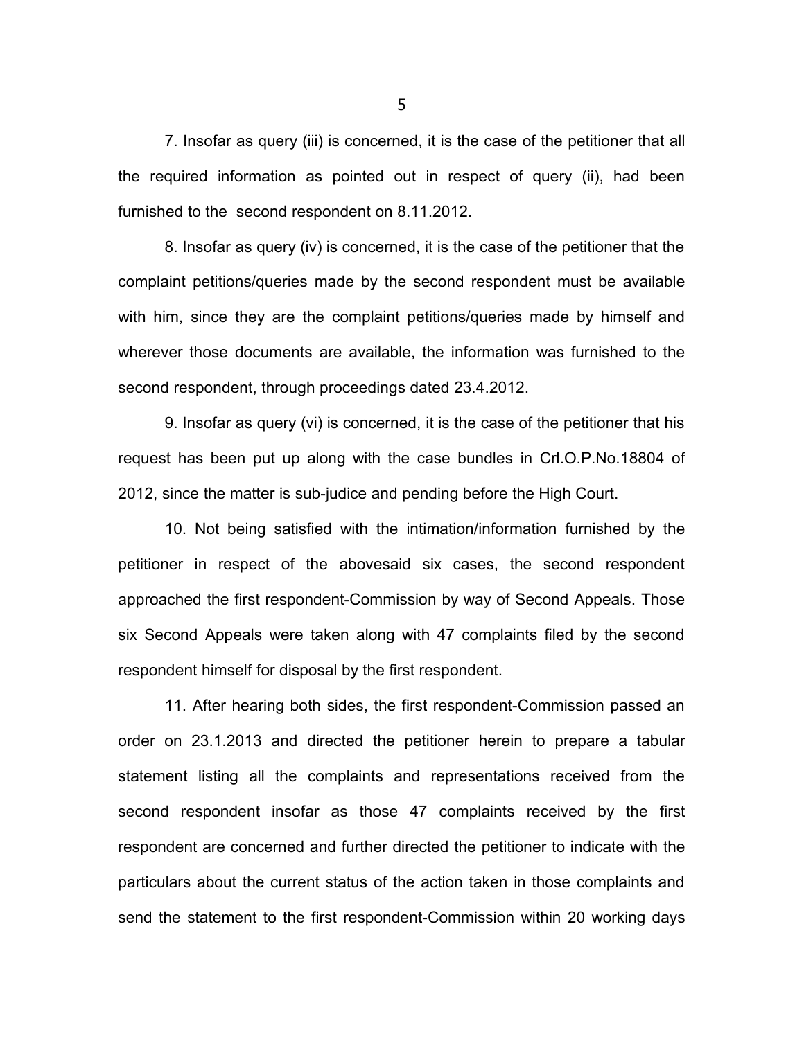7. Insofar as query (iii) is concerned, it is the case of the petitioner that all the required information as pointed out in respect of query (ii), had been furnished to the second respondent on 8.11.2012.

8. Insofar as query (iv) is concerned, it is the case of the petitioner that the complaint petitions/queries made by the second respondent must be available with him, since they are the complaint petitions/queries made by himself and wherever those documents are available, the information was furnished to the second respondent, through proceedings dated 23.4.2012.

9. Insofar as query (vi) is concerned, it is the case of the petitioner that his request has been put up along with the case bundles in Crl.O.P.No.18804 of 2012, since the matter is sub-judice and pending before the High Court.

10. Not being satisfied with the intimation/information furnished by the petitioner in respect of the abovesaid six cases, the second respondent approached the first respondent-Commission by way of Second Appeals. Those six Second Appeals were taken along with 47 complaints filed by the second respondent himself for disposal by the first respondent.

11. After hearing both sides, the first respondent-Commission passed an order on 23.1.2013 and directed the petitioner herein to prepare a tabular statement listing all the complaints and representations received from the second respondent insofar as those 47 complaints received by the first respondent are concerned and further directed the petitioner to indicate with the particulars about the current status of the action taken in those complaints and send the statement to the first respondent-Commission within 20 working days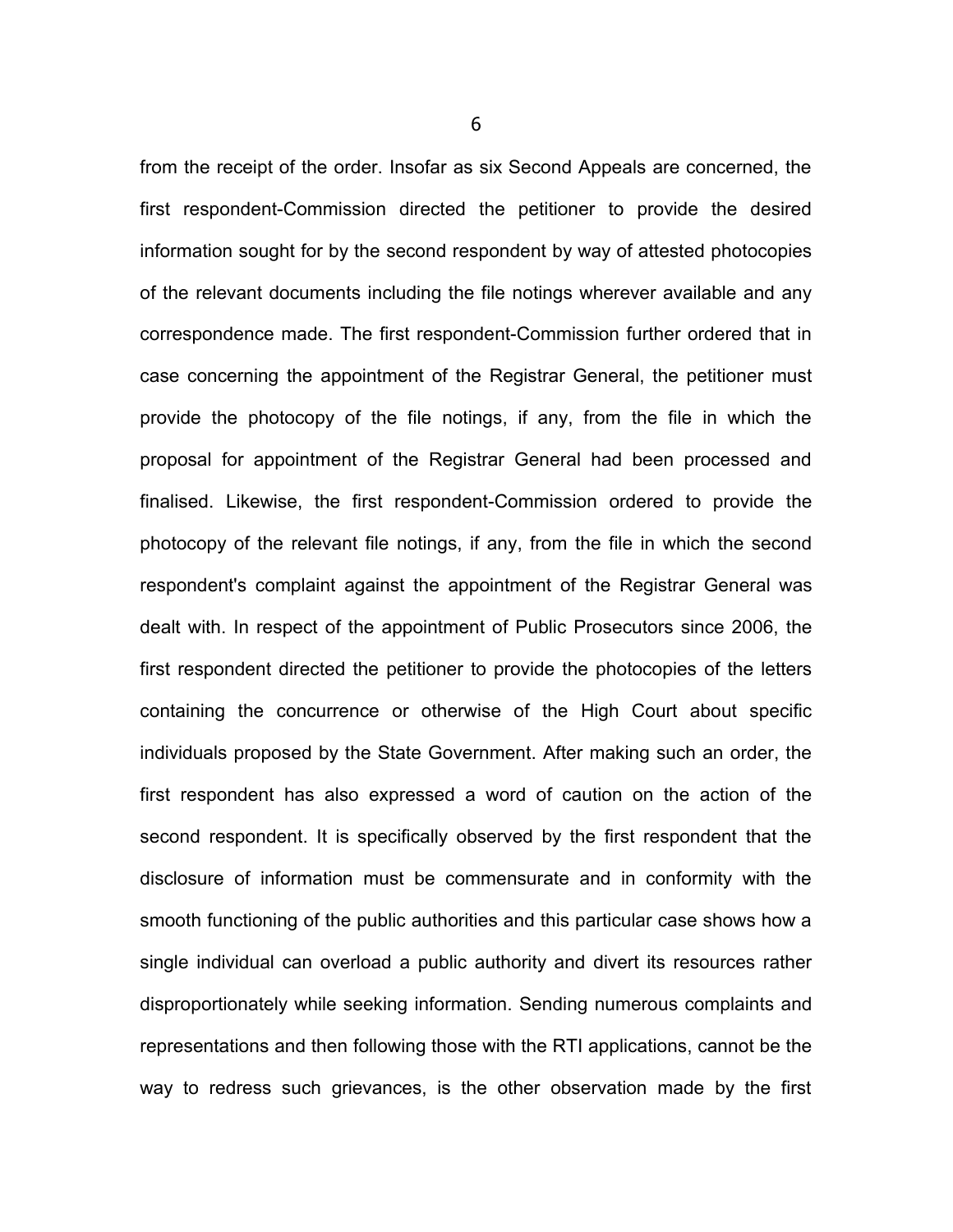from the receipt of the order. Insofar as six Second Appeals are concerned, the first respondent-Commission directed the petitioner to provide the desired information sought for by the second respondent by way of attested photocopies of the relevant documents including the file notings wherever available and any correspondence made. The first respondent-Commission further ordered that in case concerning the appointment of the Registrar General, the petitioner must provide the photocopy of the file notings, if any, from the file in which the proposal for appointment of the Registrar General had been processed and finalised. Likewise, the first respondent-Commission ordered to provide the photocopy of the relevant file notings, if any, from the file in which the second respondent's complaint against the appointment of the Registrar General was dealt with. In respect of the appointment of Public Prosecutors since 2006, the first respondent directed the petitioner to provide the photocopies of the letters containing the concurrence or otherwise of the High Court about specific individuals proposed by the State Government. After making such an order, the first respondent has also expressed a word of caution on the action of the second respondent. It is specifically observed by the first respondent that the disclosure of information must be commensurate and in conformity with the smooth functioning of the public authorities and this particular case shows how a single individual can overload a public authority and divert its resources rather disproportionately while seeking information. Sending numerous complaints and representations and then following those with the RTI applications, cannot be the way to redress such grievances, is the other observation made by the first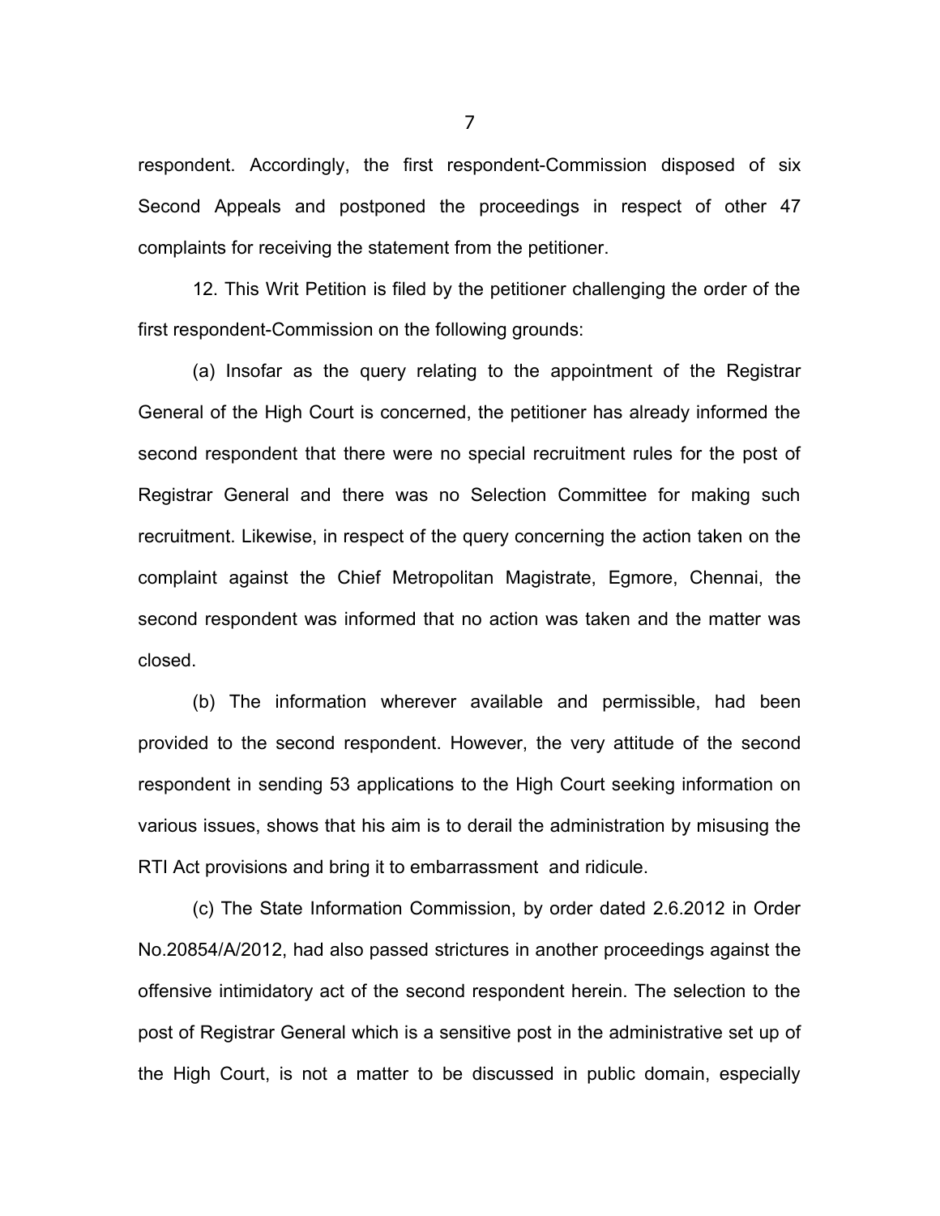respondent. Accordingly, the first respondent-Commission disposed of six Second Appeals and postponed the proceedings in respect of other 47 complaints for receiving the statement from the petitioner.

12. This Writ Petition is filed by the petitioner challenging the order of the first respondent-Commission on the following grounds:

(a) Insofar as the query relating to the appointment of the Registrar General of the High Court is concerned, the petitioner has already informed the second respondent that there were no special recruitment rules for the post of Registrar General and there was no Selection Committee for making such recruitment. Likewise, in respect of the query concerning the action taken on the complaint against the Chief Metropolitan Magistrate, Egmore, Chennai, the second respondent was informed that no action was taken and the matter was closed.

(b) The information wherever available and permissible, had been provided to the second respondent. However, the very attitude of the second respondent in sending 53 applications to the High Court seeking information on various issues, shows that his aim is to derail the administration by misusing the RTI Act provisions and bring it to embarrassment and ridicule.

(c) The State Information Commission, by order dated 2.6.2012 in Order No.20854/A/2012, had also passed strictures in another proceedings against the offensive intimidatory act of the second respondent herein. The selection to the post of Registrar General which is a sensitive post in the administrative set up of the High Court, is not a matter to be discussed in public domain, especially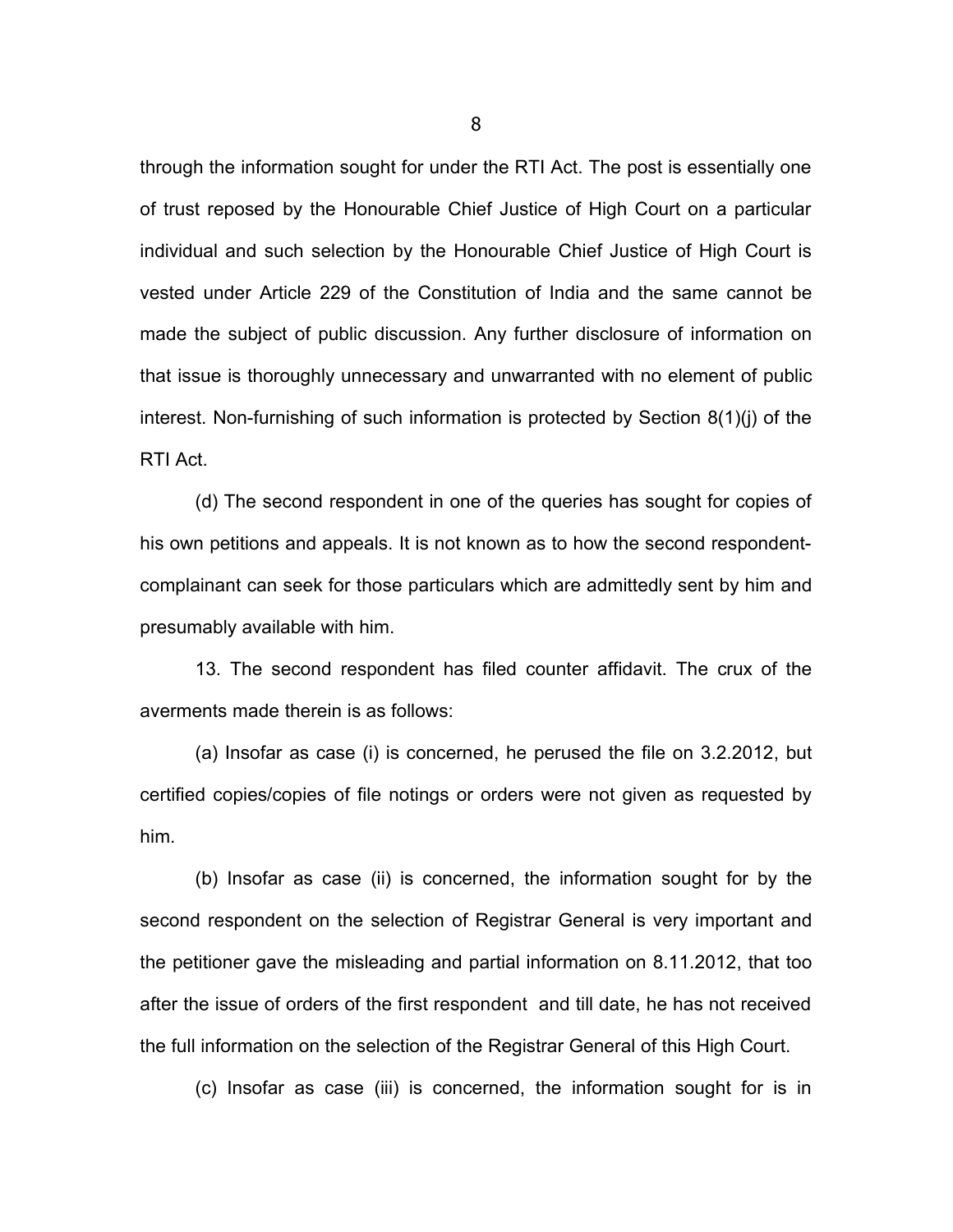through the information sought for under the RTI Act. The post is essentially one of trust reposed by the Honourable Chief Justice of High Court on a particular individual and such selection by the Honourable Chief Justice of High Court is vested under Article 229 of the Constitution of India and the same cannot be made the subject of public discussion. Any further disclosure of information on that issue is thoroughly unnecessary and unwarranted with no element of public interest. Non-furnishing of such information is protected by Section 8(1)(j) of the RTI Act.

(d) The second respondent in one of the queries has sought for copies of his own petitions and appeals. It is not known as to how the second respondent-complainant can seek for those particulars which are admittedly sent by him and presumably available with him.

13. The second respondent has filed counter affidavit. The crux of the averments made therein is as follows:

(a) Insofar as case (i) is concerned, he perused the file on 3.2.2012, but certified copies/copies of file notings or orders were not given as requested by him.

(b) Insofar as case (ii) is concerned, the information sought for by the second respondent on the selection of Registrar General is very important and the petitioner gave the misleading and partial information on 8.11.2012, that too after the issue of orders of the first respondent and till date, he has not received the full information on the selection of the Registrar General of this High Court.

(c) Insofar as case (iii) is concerned, the information sought for is in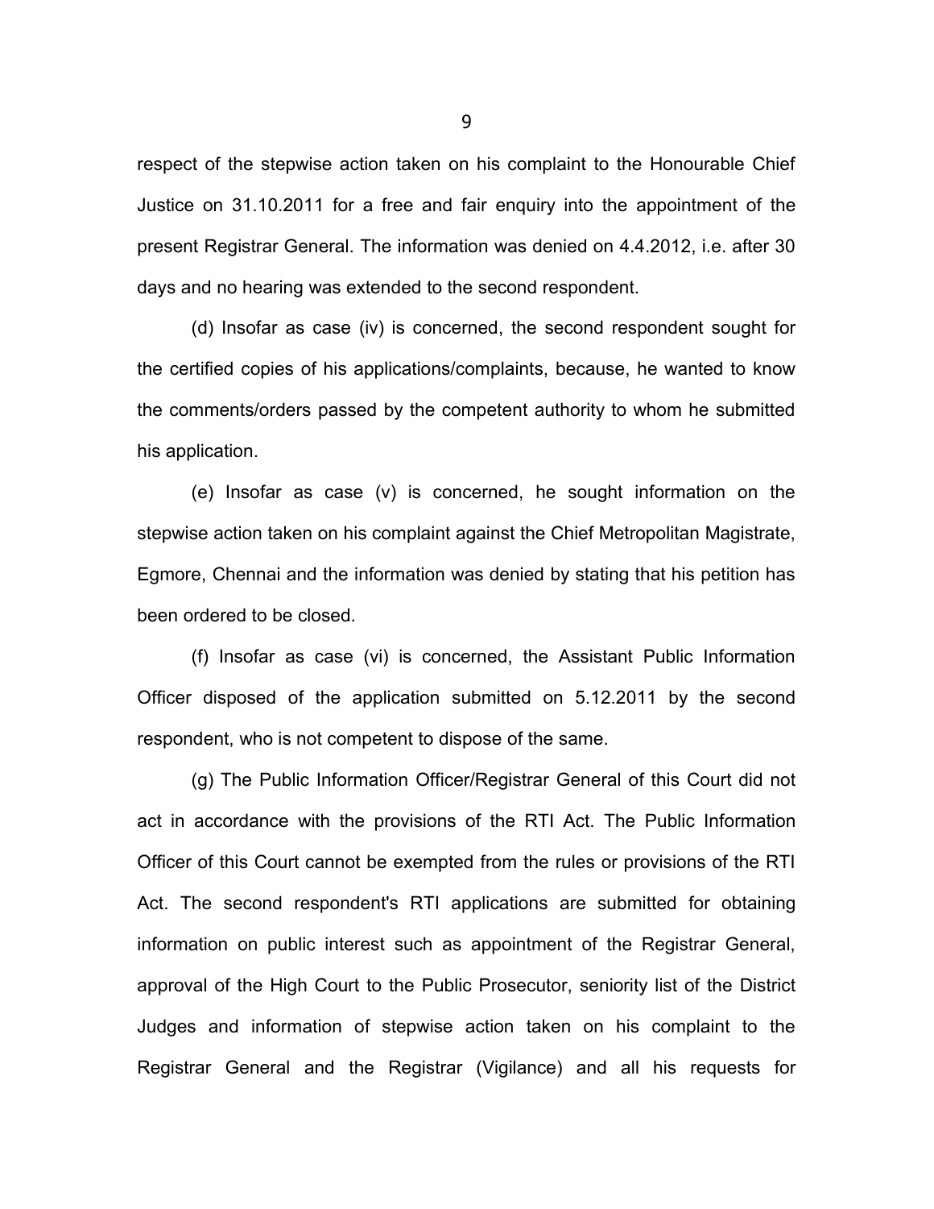respect of the stepwise action taken on his complaint to the Honourable Chief Justice on 31.10.2011 for a free and fair enquiry into the appointment of the present Registrar General. The information was denied on 4.4.2012, i.e. after 30 days and no hearing was extended to the second respondent.

(d) Insofar as case (iv) is concerned, the second respondent sought for the certified copies of his applications/complaints, because, he wanted to know the comments/orders passed by the competent authority to whom he submitted his application.

(e) Insofar as case (v) is concerned, he sought information on the stepwise action taken on his complaint against the Chief Metropolitan Magistrate, Egmore, Chennai and the information was denied by stating that his petition has been ordered to be closed.

(f) Insofar as case (vi) is concerned, the Assistant Public Information Officer disposed of the application submitted on 5.12.2011 by the second respondent, who is not competent to dispose of the same.

(g) The Public Information Officer/Registrar General of this Court did not act in accordance with the provisions of the RTI Act. The Public Information Officer of this Court cannot be exempted from the rules or provisions of the RTI Act. The second respondent's RTI applications are submitted for obtaining information on public interest such as appointment of the Registrar General, approval of the High Court to the Public Prosecutor, seniority list of the District Judges and information of stepwise action taken on his complaint to the Registrar General and the Registrar (Vigilance) and all his requests for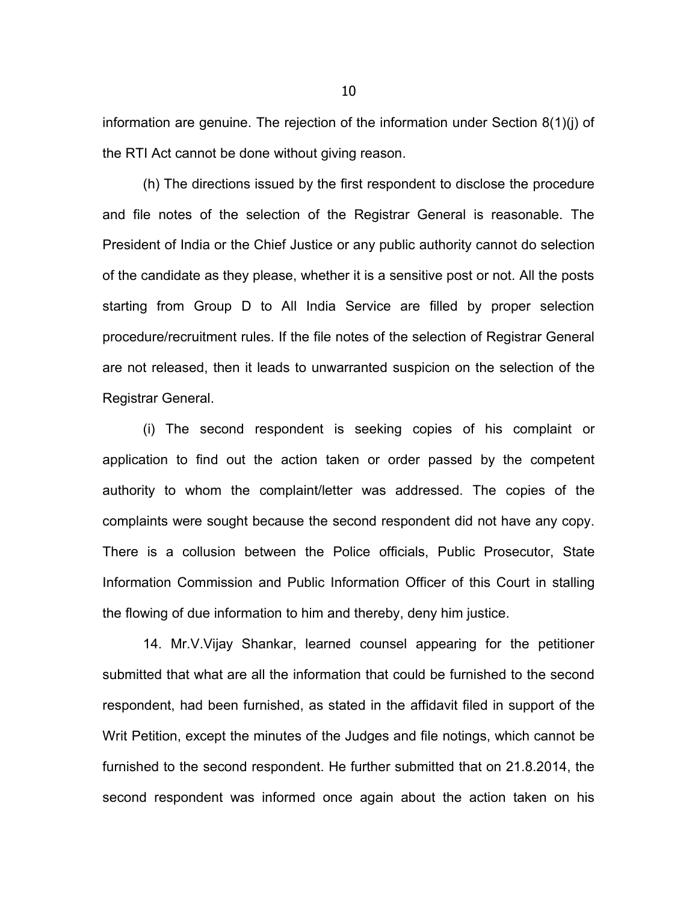information are genuine. The rejection of the information under Section 8(1)(j) of the RTI Act cannot be done without giving reason.

(h) The directions issued by the first respondent to disclose the procedure and file notes of the selection of the Registrar General is reasonable. The President of India or the Chief Justice or any public authority cannot do selection of the candidate as they please, whether it is a sensitive post or not. All the posts starting from Group D to All India Service are filled by proper selection procedure/recruitment rules. If the file notes of the selection of Registrar General are not released, then it leads to unwarranted suspicion on the selection of the Registrar General.

(i) The second respondent is seeking copies of his complaint or application to find out the action taken or order passed by the competent authority to whom the complaint/letter was addressed. The copies of the complaints were sought because the second respondent did not have any copy. There is a collusion between the Police officials, Public Prosecutor, State Information Commission and Public Information Officer of this Court in stalling the flowing of due information to him and thereby, deny him justice.

14. Mr.V.Vijay Shankar, learned counsel appearing for the petitioner submitted that what are all the information that could be furnished to the second respondent, had been furnished, as stated in the affidavit filed in support of the Writ Petition, except the minutes of the Judges and file notings, which cannot be furnished to the second respondent. He further submitted that on 21.8.2014, the second respondent was informed once again about the action taken on his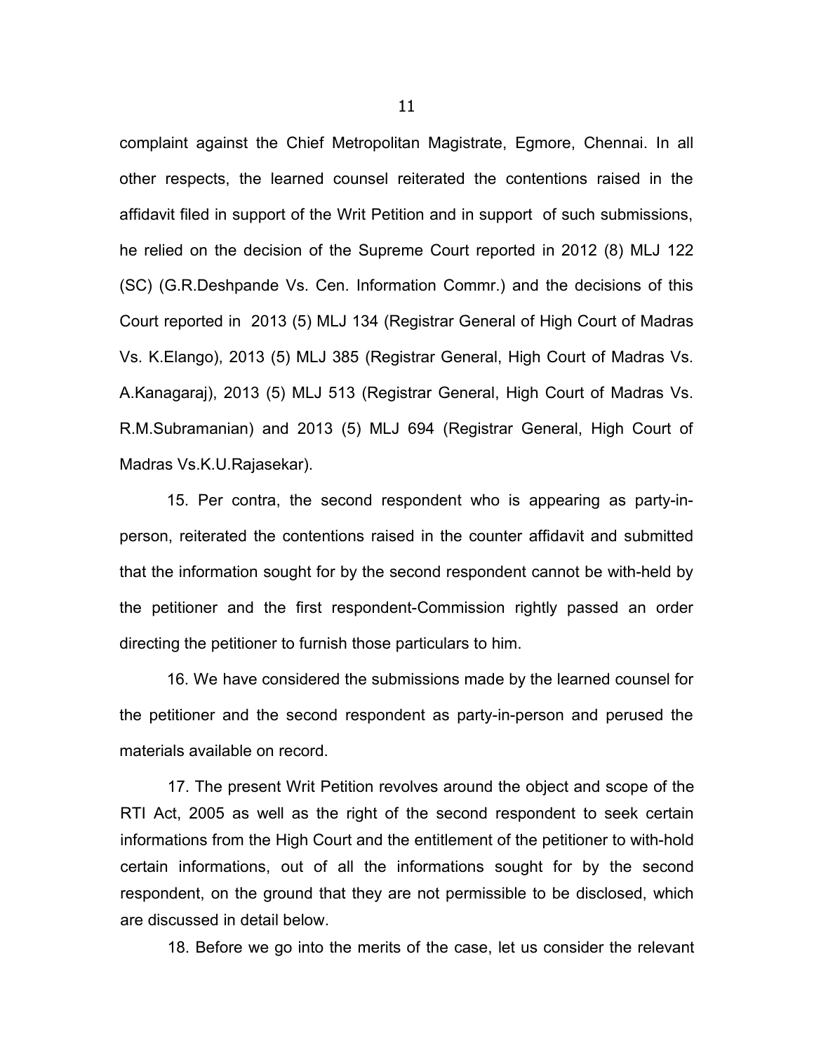complaint against the Chief Metropolitan Magistrate, Egmore, Chennai. In all other respects, the learned counsel reiterated the contentions raised in the affidavit filed in support of the Writ Petition and in support of such submissions, he relied on the decision of the Supreme Court reported in 2012 (8) MLJ 122 (SC) (G.R.Deshpande Vs. Cen. Information Commr.) and the decisions of this Court reported in 2013 (5) MLJ 134 (Registrar General of High Court of Madras Vs. K.Elango), 2013 (5) MLJ 385 (Registrar General, High Court of Madras Vs. A.Kanagaraj), 2013 (5) MLJ 513 (Registrar General, High Court of Madras Vs. R.M.Subramanian) and 2013 (5) MLJ 694 (Registrar General, High Court of Madras Vs.K.U.Rajasekar).

15. Per contra, the second respondent who is appearing as party-in-person, reiterated the contentions raised in the counter affidavit and submitted that the information sought for by the second respondent cannot be with-held by the petitioner and the first respondent-Commission rightly passed an order directing the petitioner to furnish those particulars to him.

16. We have considered the submissions made by the learned counsel for the petitioner and the second respondent as party-in-person and perused the materials available on record.

17. The present Writ Petition revolves around the object and scope of the RTI Act, 2005 as well as the right of the second respondent to seek certain informations from the High Court and the entitlement of the petitioner to with-hold certain informations, out of all the informations sought for by the second respondent, on the ground that they are not permissible to be disclosed, which are discussed in detail below.

18. Before we go into the merits of the case, let us consider the relevant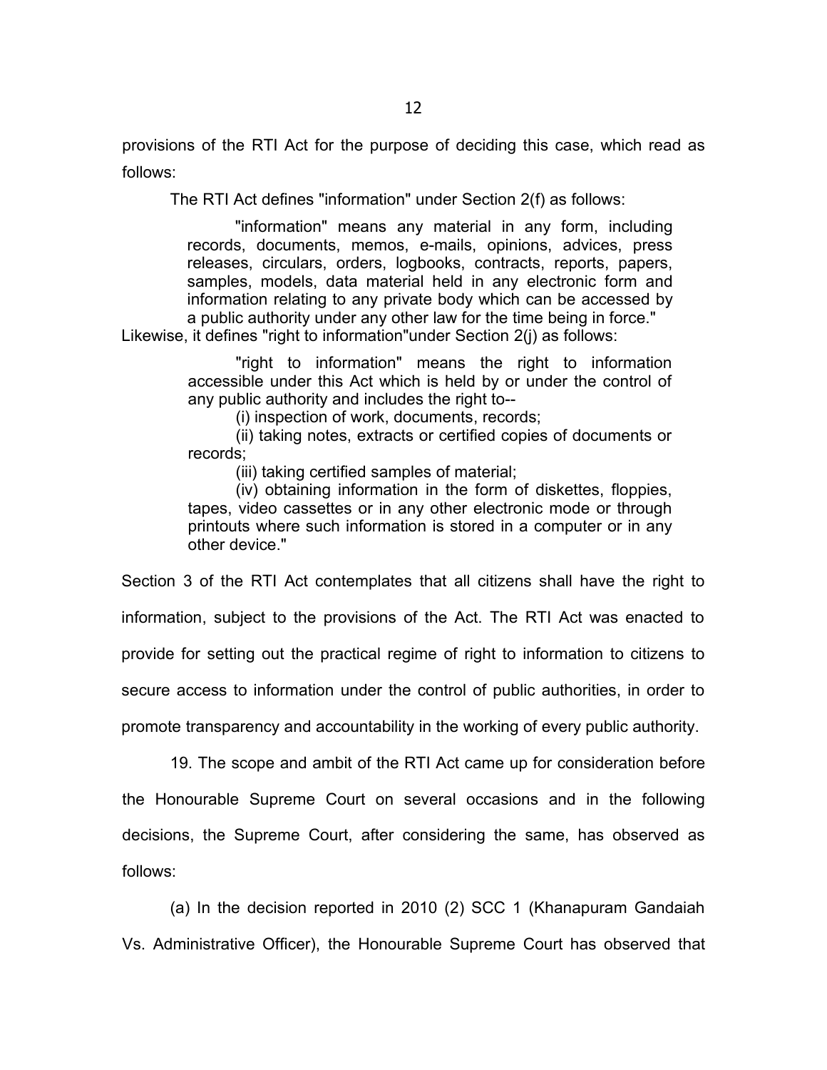provisions of the RTI Act for the purpose of deciding this case, which read as follows:

The RTI Act defines "information" under Section 2(f) as follows:

> "information" means any material in any form, including records, documents, memos, e-mails, opinions, advices, press releases, circulars, orders, logbooks, contracts, reports, papers, samples, models, data material held in any electronic form and information relating to any private body which can be accessed by a public authority under any other law for the time being in force."

Likewise, it defines "right to information"under Section 2(j) as follows:

> "right to information" means the right to information accessible under this Act which is held by or under the control of any public authority and includes the right to--
>
> (i) inspection of work, documents, records;
>
> (ii) taking notes, extracts or certified copies of documents or records;
>
> (iii) taking certified samples of material;
>
> (iv) obtaining information in the form of diskettes, floppies, tapes, video cassettes or in any other electronic mode or through printouts where such information is stored in a computer or in any other device."

Section 3 of the RTI Act contemplates that all citizens shall have the right to information, subject to the provisions of the Act. The RTI Act was enacted to provide for setting out the practical regime of right to information to citizens to secure access to information under the control of public authorities, in order to promote transparency and accountability in the working of every public authority.

19. The scope and ambit of the RTI Act came up for consideration before the Honourable Supreme Court on several occasions and in the following decisions, the Supreme Court, after considering the same, has observed as follows:

(a) In the decision reported in 2010 (2) SCC 1 (Khanapuram Gandaiah Vs. Administrative Officer), the Honourable Supreme Court has observed that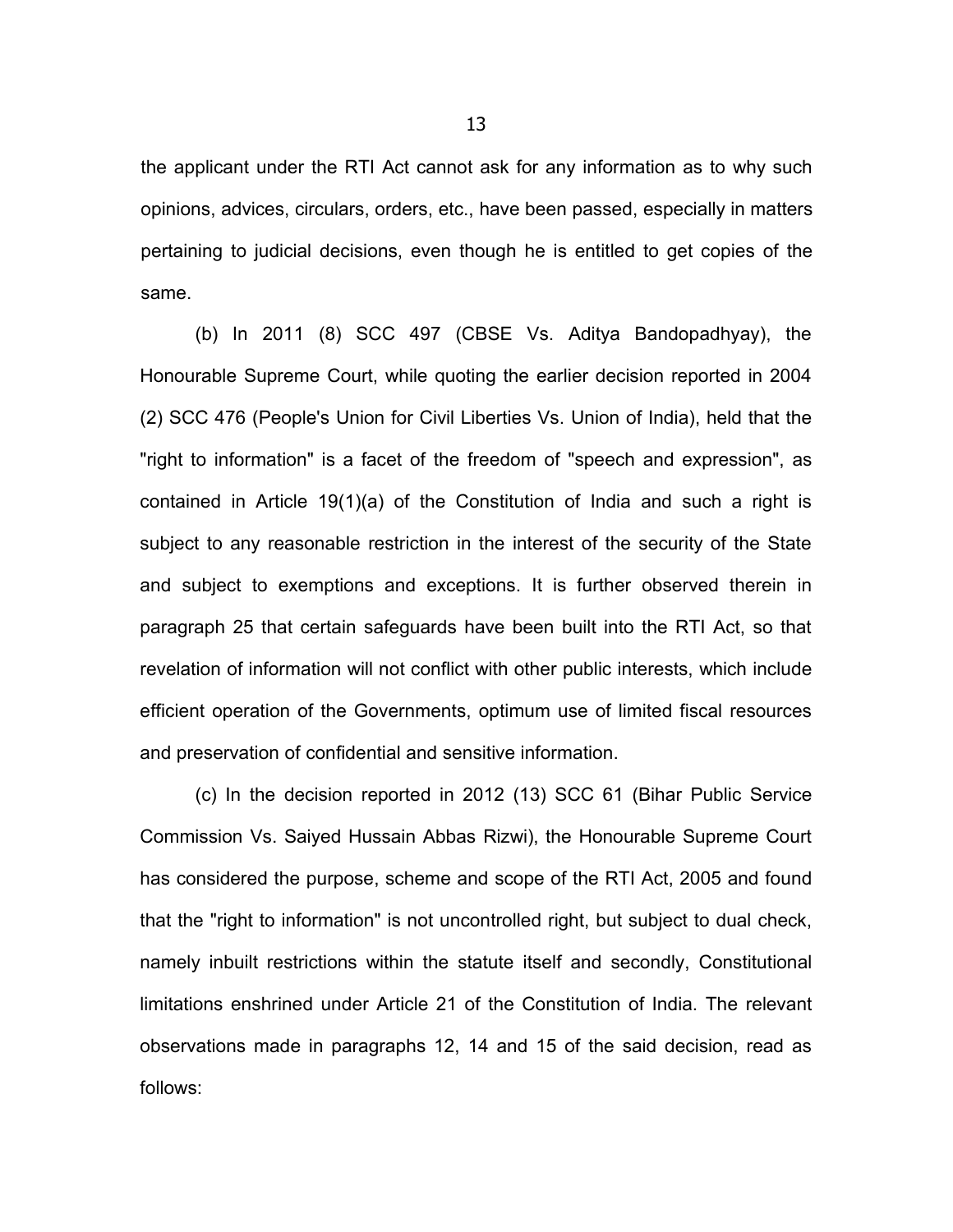the applicant under the RTI Act cannot ask for any information as to why such opinions, advices, circulars, orders, etc., have been passed, especially in matters pertaining to judicial decisions, even though he is entitled to get copies of the same.

(b) In 2011 (8) SCC 497 (CBSE Vs. Aditya Bandopadhyay), the Honourable Supreme Court, while quoting the earlier decision reported in 2004 (2) SCC 476 (People's Union for Civil Liberties Vs. Union of India), held that the "right to information" is a facet of the freedom of "speech and expression", as contained in Article 19(1)(a) of the Constitution of India and such a right is subject to any reasonable restriction in the interest of the security of the State and subject to exemptions and exceptions. It is further observed therein in paragraph 25 that certain safeguards have been built into the RTI Act, so that revelation of information will not conflict with other public interests, which include efficient operation of the Governments, optimum use of limited fiscal resources and preservation of confidential and sensitive information.

(c) In the decision reported in 2012 (13) SCC 61 (Bihar Public Service Commission Vs. Saiyed Hussain Abbas Rizwi), the Honourable Supreme Court has considered the purpose, scheme and scope of the RTI Act, 2005 and found that the "right to information" is not uncontrolled right, but subject to dual check, namely inbuilt restrictions within the statute itself and secondly, Constitutional limitations enshrined under Article 21 of the Constitution of India. The relevant observations made in paragraphs 12, 14 and 15 of the said decision, read as follows: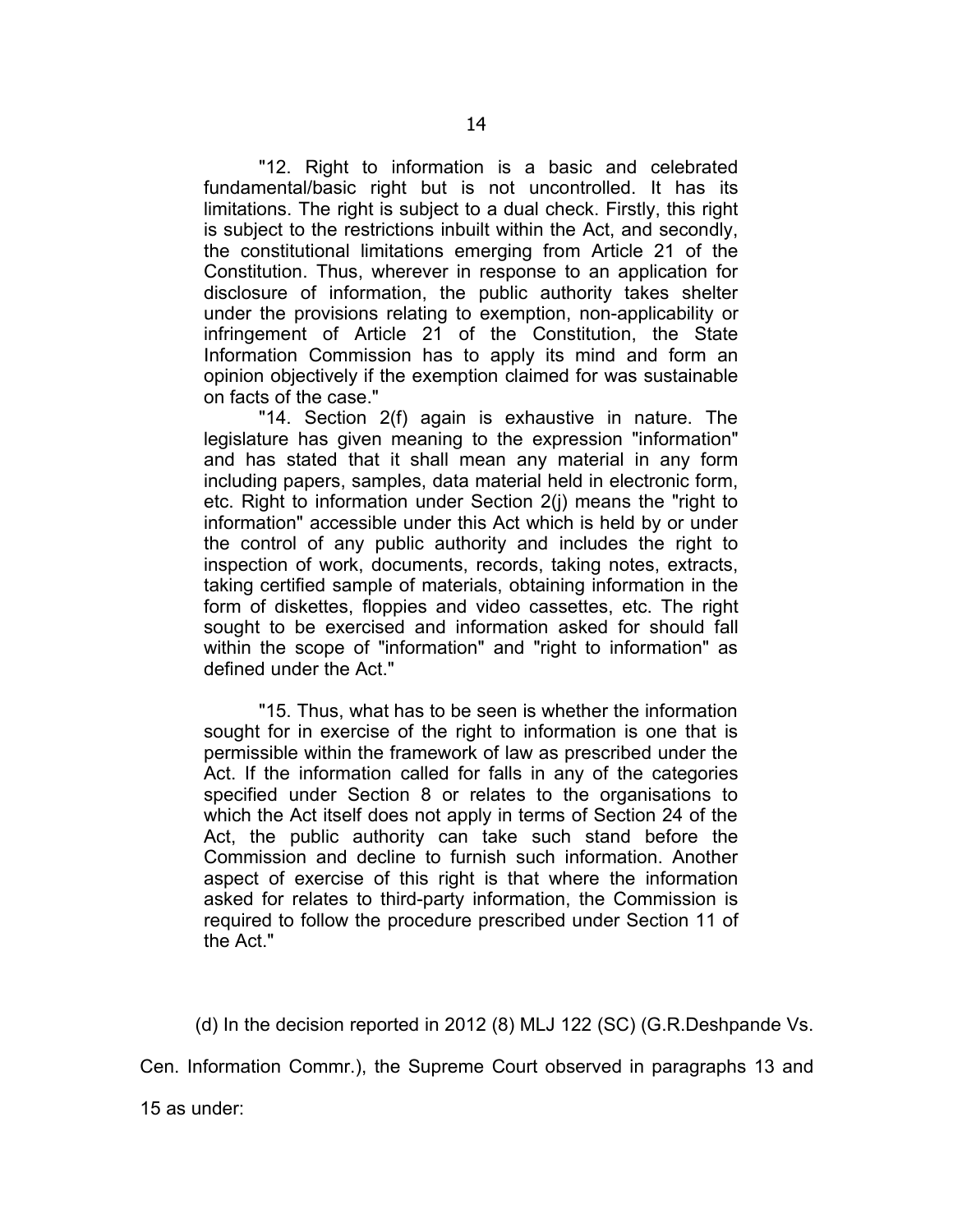"12. Right to information is a basic and celebrated fundamental/basic right but is not uncontrolled. It has its limitations. The right is subject to a dual check. Firstly, this right is subject to the restrictions inbuilt within the Act, and secondly, the constitutional limitations emerging from Article 21 of the Constitution. Thus, wherever in response to an application for disclosure of information, the public authority takes shelter under the provisions relating to exemption, non-applicability or infringement of Article 21 of the Constitution, the State Information Commission has to apply its mind and form an opinion objectively if the exemption claimed for was sustainable on facts of the case."

"14. Section 2(f) again is exhaustive in nature. The legislature has given meaning to the expression "information" and has stated that it shall mean any material in any form including papers, samples, data material held in electronic form, etc. Right to information under Section 2(j) means the "right to information" accessible under this Act which is held by or under the control of any public authority and includes the right to inspection of work, documents, records, taking notes, extracts, taking certified sample of materials, obtaining information in the form of diskettes, floppies and video cassettes, etc. The right sought to be exercised and information asked for should fall within the scope of "information" and "right to information" as defined under the Act."

"15. Thus, what has to be seen is whether the information sought for in exercise of the right to information is one that is permissible within the framework of law as prescribed under the Act. If the information called for falls in any of the categories specified under Section 8 or relates to the organisations to which the Act itself does not apply in terms of Section 24 of the Act, the public authority can take such stand before the Commission and decline to furnish such information. Another aspect of exercise of this right is that where the information asked for relates to third-party information, the Commission is required to follow the procedure prescribed under Section 11 of the Act."

(d) In the decision reported in 2012 (8) MLJ 122 (SC) (G.R.Deshpande Vs. Cen. Information Commr.), the Supreme Court observed in paragraphs 13 and 15 as under: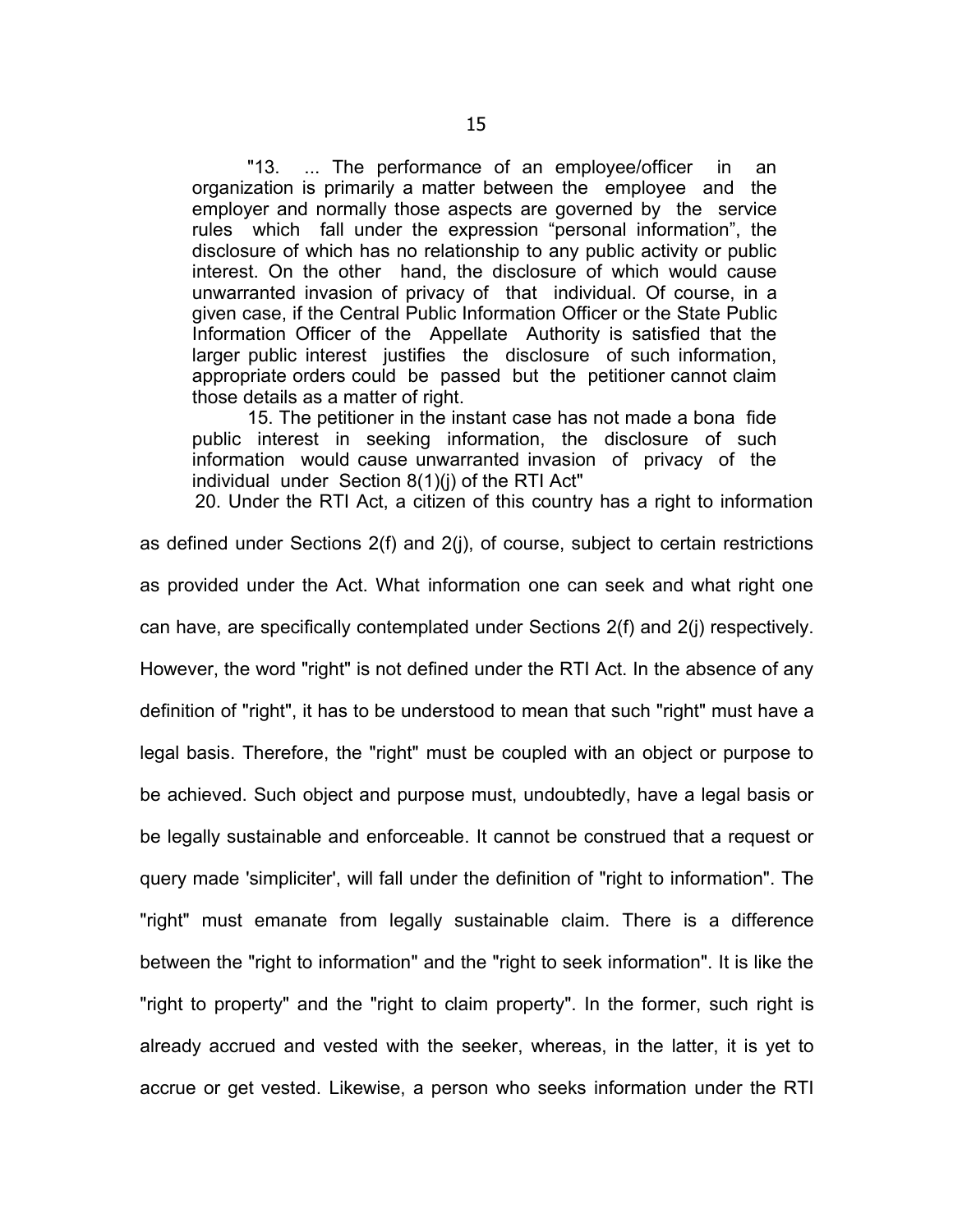> "13. ... The performance of an employee/officer in an organization is primarily a matter between the employee and the employer and normally those aspects are governed by the service rules which fall under the expression "personal information", the disclosure of which has no relationship to any public activity or public interest. On the other hand, the disclosure of which would cause unwarranted invasion of privacy of that individual. Of course, in a given case, if the Central Public Information Officer or the State Public Information Officer of the Appellate Authority is satisfied that the larger public interest justifies the disclosure of such information, appropriate orders could be passed but the petitioner cannot claim those details as a matter of right.
>
> 15. The petitioner in the instant case has not made a bona fide public interest in seeking information, the disclosure of such information would cause unwarranted invasion of privacy of the individual under Section 8(1)(j) of the RTI Act"

20. Under the RTI Act, a citizen of this country has a right to information as defined under Sections 2(f) and 2(j), of course, subject to certain restrictions as provided under the Act. What information one can seek and what right one can have, are specifically contemplated under Sections 2(f) and 2(j) respectively. However, the word "right" is not defined under the RTI Act. In the absence of any definition of "right", it has to be understood to mean that such "right" must have a legal basis. Therefore, the "right" must be coupled with an object or purpose to be achieved. Such object and purpose must, undoubtedly, have a legal basis or be legally sustainable and enforceable. It cannot be construed that a request or query made 'simpliciter', will fall under the definition of "right to information". The "right" must emanate from legally sustainable claim. There is a difference between the "right to information" and the "right to seek information". It is like the "right to property" and the "right to claim property". In the former, such right is already accrued and vested with the seeker, whereas, in the latter, it is yet to accrue or get vested. Likewise, a person who seeks information under the RTI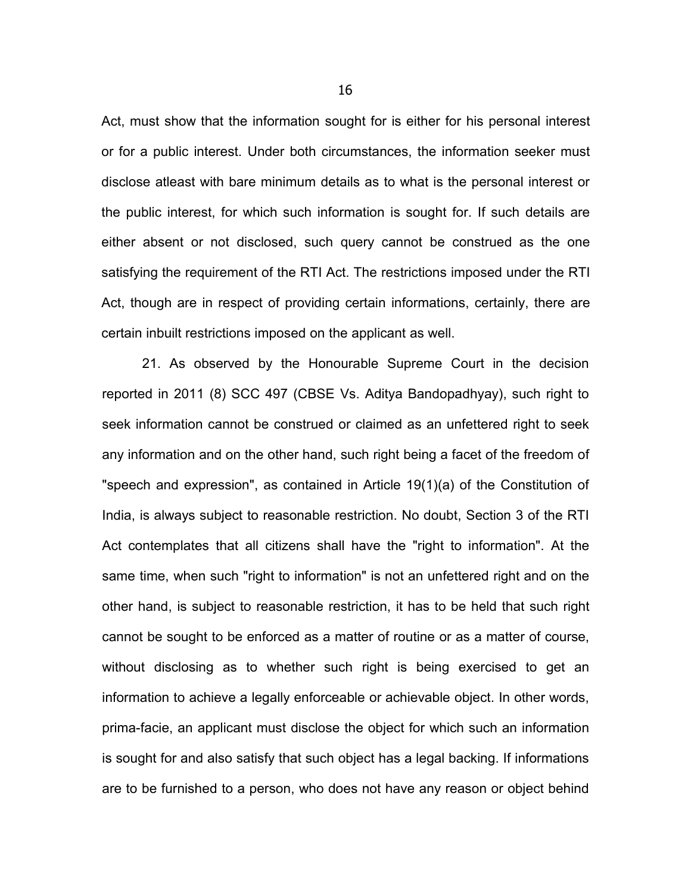Act, must show that the information sought for is either for his personal interest or for a public interest. Under both circumstances, the information seeker must disclose atleast with bare minimum details as to what is the personal interest or the public interest, for which such information is sought for. If such details are either absent or not disclosed, such query cannot be construed as the one satisfying the requirement of the RTI Act. The restrictions imposed under the RTI Act, though are in respect of providing certain informations, certainly, there are certain inbuilt restrictions imposed on the applicant as well.

21. As observed by the Honourable Supreme Court in the decision reported in 2011 (8) SCC 497 (CBSE Vs. Aditya Bandopadhyay), such right to seek information cannot be construed or claimed as an unfettered right to seek any information and on the other hand, such right being a facet of the freedom of "speech and expression", as contained in Article 19(1)(a) of the Constitution of India, is always subject to reasonable restriction. No doubt, Section 3 of the RTI Act contemplates that all citizens shall have the "right to information". At the same time, when such "right to information" is not an unfettered right and on the other hand, is subject to reasonable restriction, it has to be held that such right cannot be sought to be enforced as a matter of routine or as a matter of course, without disclosing as to whether such right is being exercised to get an information to achieve a legally enforceable or achievable object. In other words, prima-facie, an applicant must disclose the object for which such an information is sought for and also satisfy that such object has a legal backing. If informations are to be furnished to a person, who does not have any reason or object behind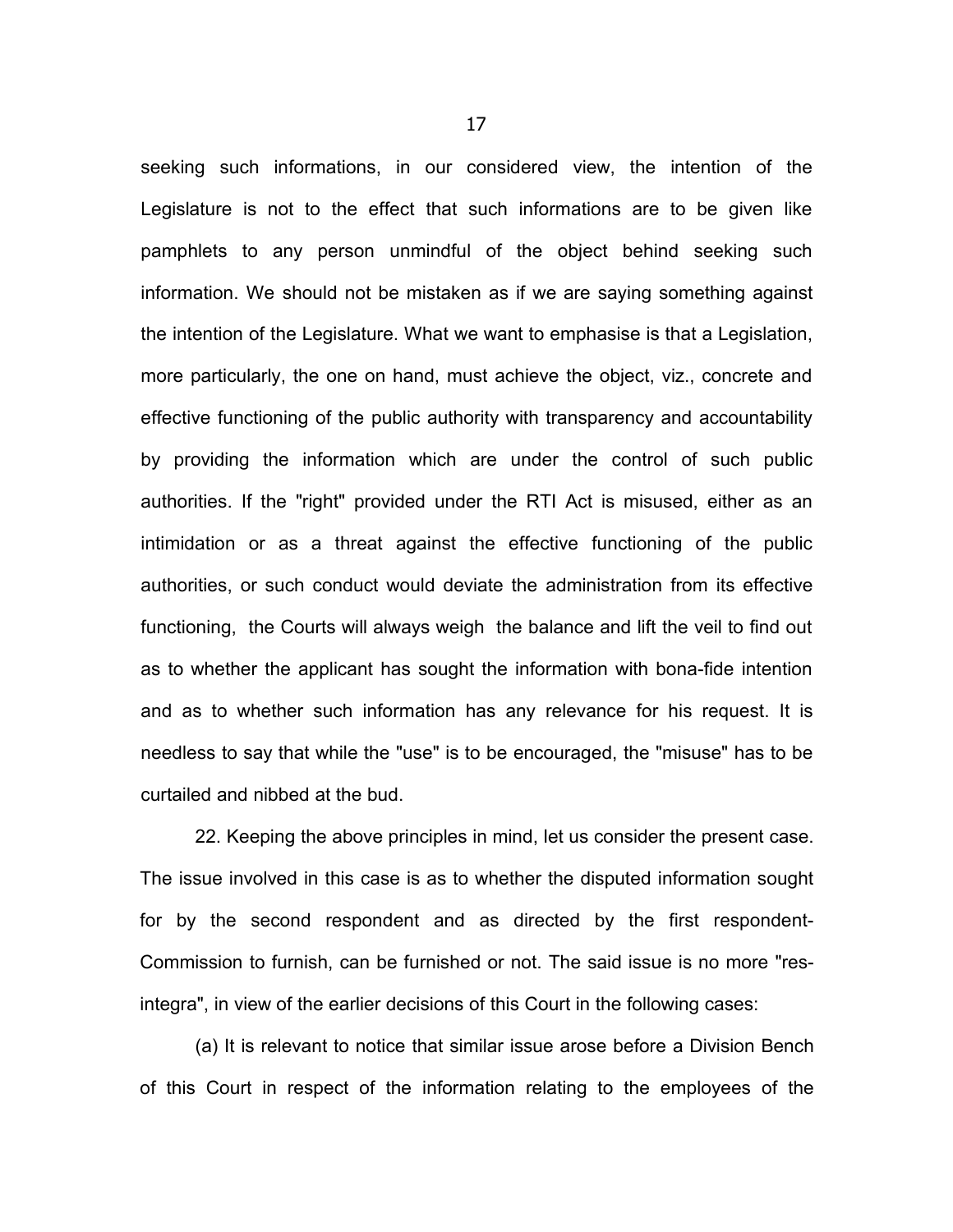seeking such informations, in our considered view, the intention of the Legislature is not to the effect that such informations are to be given like pamphlets to any person unmindful of the object behind seeking such information. We should not be mistaken as if we are saying something against the intention of the Legislature. What we want to emphasise is that a Legislation, more particularly, the one on hand, must achieve the object, viz., concrete and effective functioning of the public authority with transparency and accountability by providing the information which are under the control of such public authorities. If the "right" provided under the RTI Act is misused, either as an intimidation or as a threat against the effective functioning of the public authorities, or such conduct would deviate the administration from its effective functioning, the Courts will always weigh the balance and lift the veil to find out as to whether the applicant has sought the information with bona-fide intention and as to whether such information has any relevance for his request. It is needless to say that while the "use" is to be encouraged, the "misuse" has to be curtailed and nibbed at the bud.

22. Keeping the above principles in mind, let us consider the present case. The issue involved in this case is as to whether the disputed information sought for by the second respondent and as directed by the first respondent-Commission to furnish, can be furnished or not. The said issue is no more "res-integra", in view of the earlier decisions of this Court in the following cases:

(a) It is relevant to notice that similar issue arose before a Division Bench of this Court in respect of the information relating to the employees of the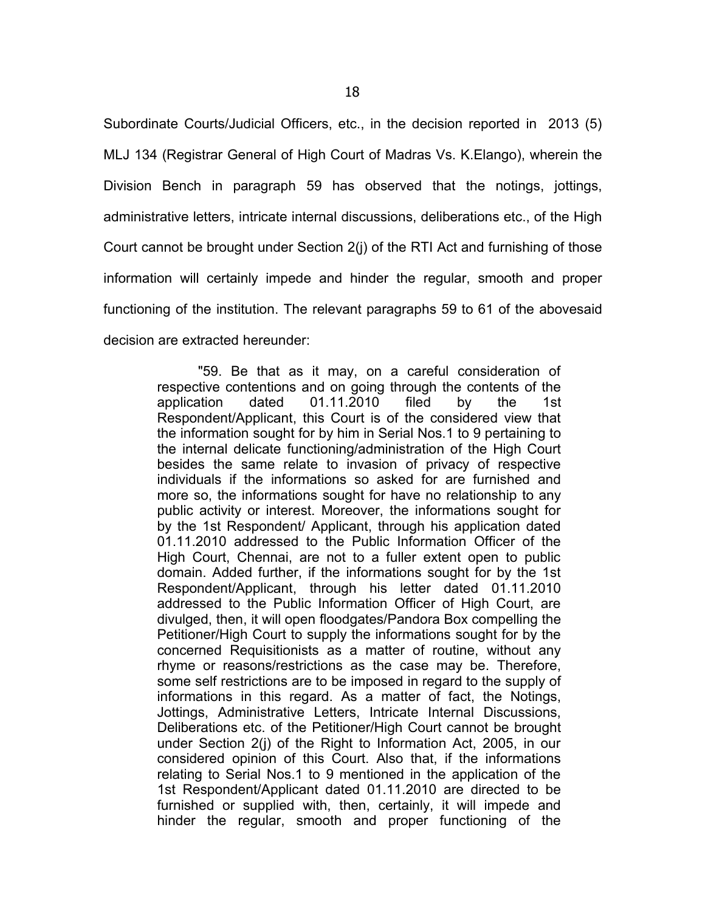Subordinate Courts/Judicial Officers, etc., in the decision reported in 2013 (5) MLJ 134 (Registrar General of High Court of Madras Vs. K.Elango), wherein the Division Bench in paragraph 59 has observed that the notings, jottings, administrative letters, intricate internal discussions, deliberations etc., of the High Court cannot be brought under Section 2(j) of the RTI Act and furnishing of those information will certainly impede and hinder the regular, smooth and proper functioning of the institution. The relevant paragraphs 59 to 61 of the abovesaid decision are extracted hereunder:

> "59. Be that as it may, on a careful consideration of respective contentions and on going through the contents of the application dated 01.11.2010 filed by the 1st Respondent/Applicant, this Court is of the considered view that the information sought for by him in Serial Nos.1 to 9 pertaining to the internal delicate functioning/administration of the High Court besides the same relate to invasion of privacy of respective individuals if the informations so asked for are furnished and more so, the informations sought for have no relationship to any public activity or interest. Moreover, the informations sought for by the 1st Respondent/ Applicant, through his application dated 01.11.2010 addressed to the Public Information Officer of the High Court, Chennai, are not to a fuller extent open to public domain. Added further, if the informations sought for by the 1st Respondent/Applicant, through his letter dated 01.11.2010 addressed to the Public Information Officer of High Court, are divulged, then, it will open floodgates/Pandora Box compelling the Petitioner/High Court to supply the informations sought for by the concerned Requisitionists as a matter of routine, without any rhyme or reasons/restrictions as the case may be. Therefore, some self restrictions are to be imposed in regard to the supply of informations in this regard. As a matter of fact, the Notings, Jottings, Administrative Letters, Intricate Internal Discussions, Deliberations etc. of the Petitioner/High Court cannot be brought under Section 2(j) of the Right to Information Act, 2005, in our considered opinion of this Court. Also that, if the informations relating to Serial Nos.1 to 9 mentioned in the application of the 1st Respondent/Applicant dated 01.11.2010 are directed to be furnished or supplied with, then, certainly, it will impede and hinder the regular, smooth and proper functioning of the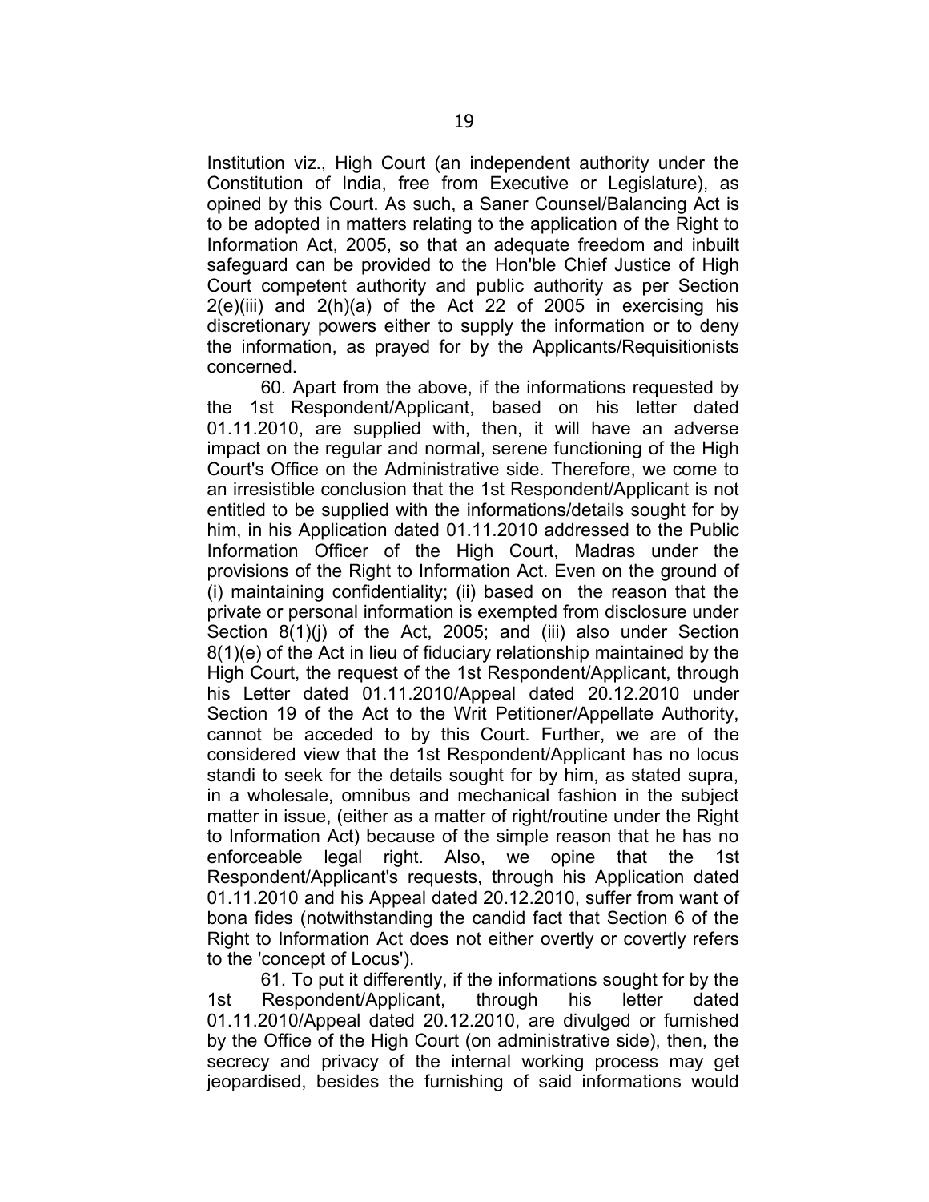Institution viz., High Court (an independent authority under the Constitution of India, free from Executive or Legislature), as opined by this Court. As such, a Saner Counsel/Balancing Act is to be adopted in matters relating to the application of the Right to Information Act, 2005, so that an adequate freedom and inbuilt safeguard can be provided to the Hon'ble Chief Justice of High Court competent authority and public authority as per Section 2(e)(iii) and 2(h)(a) of the Act 22 of 2005 in exercising his discretionary powers either to supply the information or to deny the information, as prayed for by the Applicants/Requisitionists concerned.

60. Apart from the above, if the informations requested by the 1st Respondent/Applicant, based on his letter dated 01.11.2010, are supplied with, then, it will have an adverse impact on the regular and normal, serene functioning of the High Court's Office on the Administrative side. Therefore, we come to an irresistible conclusion that the 1st Respondent/Applicant is not entitled to be supplied with the informations/details sought for by him, in his Application dated 01.11.2010 addressed to the Public Information Officer of the High Court, Madras under the provisions of the Right to Information Act. Even on the ground of (i) maintaining confidentiality; (ii) based on the reason that the private or personal information is exempted from disclosure under Section 8(1)(j) of the Act, 2005; and (iii) also under Section 8(1)(e) of the Act in lieu of fiduciary relationship maintained by the High Court, the request of the 1st Respondent/Applicant, through his Letter dated 01.11.2010/Appeal dated 20.12.2010 under Section 19 of the Act to the Writ Petitioner/Appellate Authority, cannot be acceded to by this Court. Further, we are of the considered view that the 1st Respondent/Applicant has no locus standi to seek for the details sought for by him, as stated supra, in a wholesale, omnibus and mechanical fashion in the subject matter in issue, (either as a matter of right/routine under the Right to Information Act) because of the simple reason that he has no enforceable legal right. Also, we opine that the 1st Respondent/Applicant's requests, through his Application dated 01.11.2010 and his Appeal dated 20.12.2010, suffer from want of bona fides (notwithstanding the candid fact that Section 6 of the Right to Information Act does not either overtly or covertly refers to the 'concept of Locus').

61. To put it differently, if the informations sought for by the 1st Respondent/Applicant, through his letter dated 01.11.2010/Appeal dated 20.12.2010, are divulged or furnished by the Office of the High Court (on administrative side), then, the secrecy and privacy of the internal working process may get jeopardised, besides the furnishing of said informations would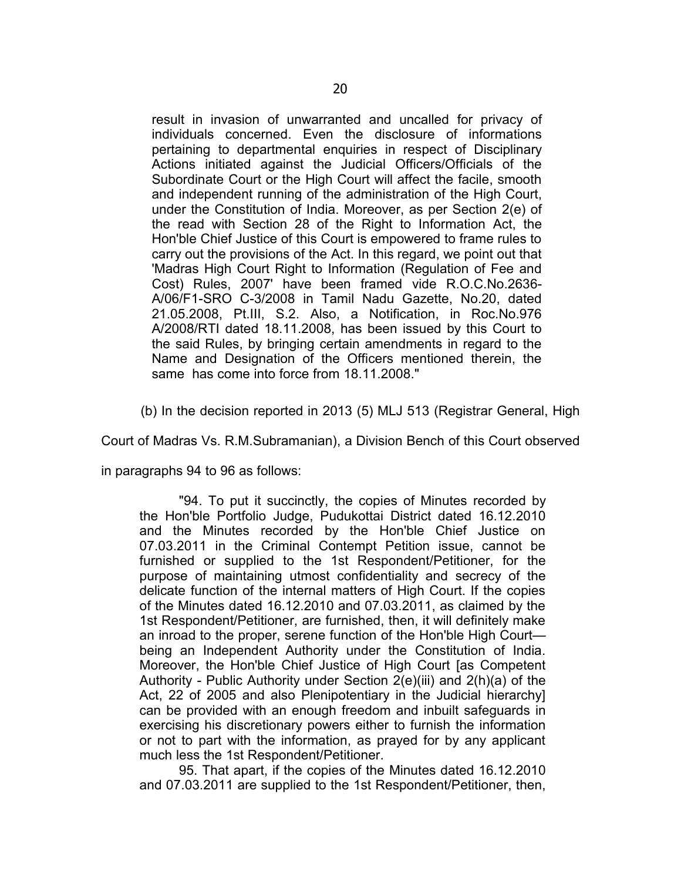result in invasion of unwarranted and uncalled for privacy of individuals concerned. Even the disclosure of informations pertaining to departmental enquiries in respect of Disciplinary Actions initiated against the Judicial Officers/Officials of the Subordinate Court or the High Court will affect the facile, smooth and independent running of the administration of the High Court, under the Constitution of India. Moreover, as per Section 2(e) of the read with Section 28 of the Right to Information Act, the Hon'ble Chief Justice of this Court is empowered to frame rules to carry out the provisions of the Act. In this regard, we point out that 'Madras High Court Right to Information (Regulation of Fee and Cost) Rules, 2007' have been framed vide R.O.C.No.2636-A/06/F1-SRO C-3/2008 in Tamil Nadu Gazette, No.20, dated 21.05.2008, Pt.III, S.2. Also, a Notification, in Roc.No.976 A/2008/RTI dated 18.11.2008, has been issued by this Court to the said Rules, by bringing certain amendments in regard to the Name and Designation of the Officers mentioned therein, the same has come into force from 18.11.2008."

(b) In the decision reported in 2013 (5) MLJ 513 (Registrar General, High Court of Madras Vs. R.M.Subramanian), a Division Bench of this Court observed in paragraphs 94 to 96 as follows:

> "94. To put it succinctly, the copies of Minutes recorded by the Hon'ble Portfolio Judge, Pudukottai District dated 16.12.2010 and the Minutes recorded by the Hon'ble Chief Justice on 07.03.2011 in the Criminal Contempt Petition issue, cannot be furnished or supplied to the 1st Respondent/Petitioner, for the purpose of maintaining utmost confidentiality and secrecy of the delicate function of the internal matters of High Court. If the copies of the Minutes dated 16.12.2010 and 07.03.2011, as claimed by the 1st Respondent/Petitioner, are furnished, then, it will definitely make an inroad to the proper, serene function of the Hon'ble High Court—being an Independent Authority under the Constitution of India. Moreover, the Hon'ble Chief Justice of High Court [as Competent Authority - Public Authority under Section 2(e)(iii) and 2(h)(a) of the Act, 22 of 2005 and also Plenipotentiary in the Judicial hierarchy] can be provided with an enough freedom and inbuilt safeguards in exercising his discretionary powers either to furnish the information or not to part with the information, as prayed for by any applicant much less the 1st Respondent/Petitioner.
>
> 95. That apart, if the copies of the Minutes dated 16.12.2010 and 07.03.2011 are supplied to the 1st Respondent/Petitioner, then,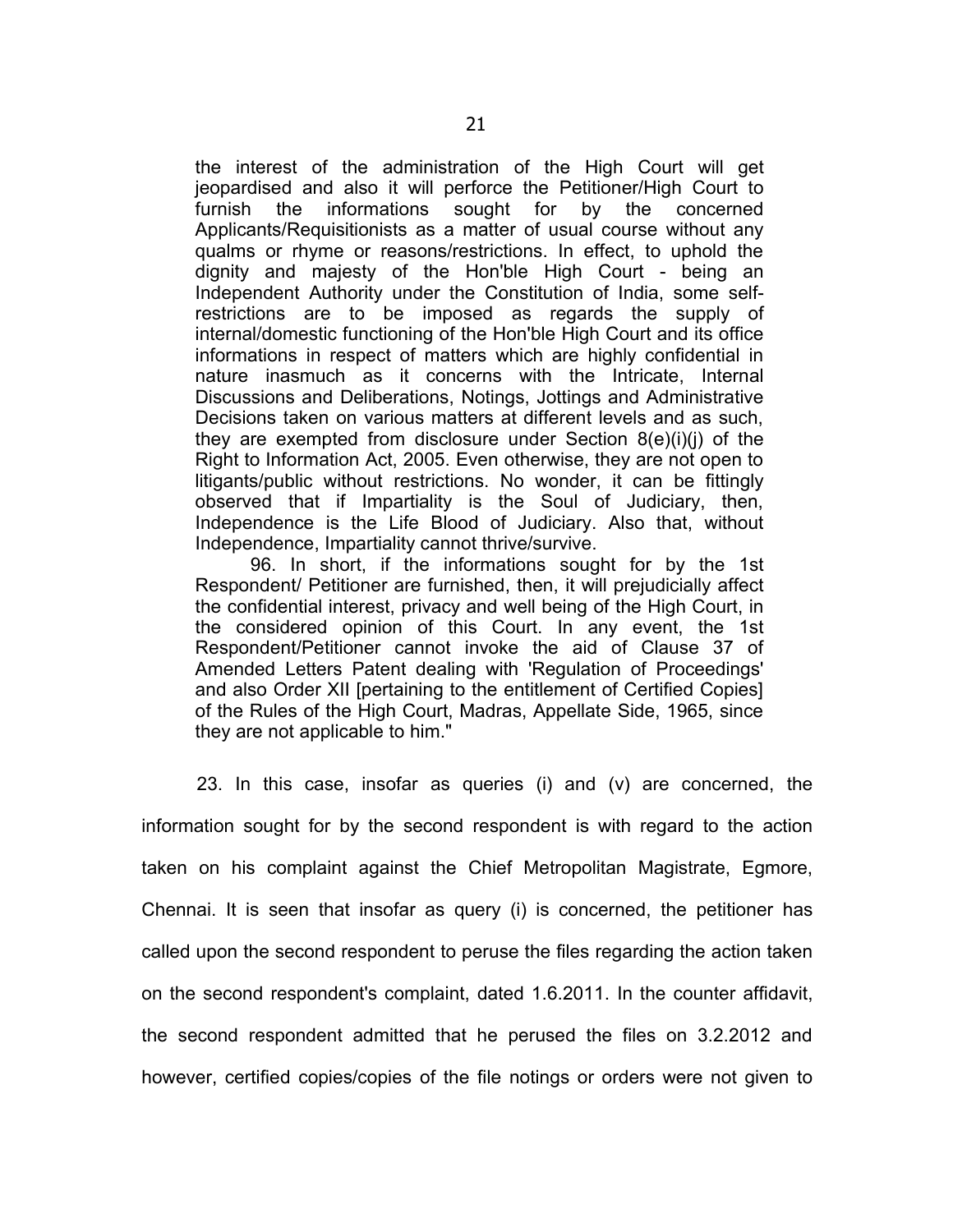> the interest of the administration of the High Court will get jeopardised and also it will perforce the Petitioner/High Court to furnish the informations sought for by the concerned Applicants/Requisitionists as a matter of usual course without any qualms or rhyme or reasons/restrictions. In effect, to uphold the dignity and majesty of the Hon'ble High Court - being an Independent Authority under the Constitution of India, some self-restrictions are to be imposed as regards the supply of internal/domestic functioning of the Hon'ble High Court and its office informations in respect of matters which are highly confidential in nature inasmuch as it concerns with the Intricate, Internal Discussions and Deliberations, Notings, Jottings and Administrative Decisions taken on various matters at different levels and as such, they are exempted from disclosure under Section 8(e)(i)(j) of the Right to Information Act, 2005. Even otherwise, they are not open to litigants/public without restrictions. No wonder, it can be fittingly observed that if Impartiality is the Soul of Judiciary, then, Independence is the Life Blood of Judiciary. Also that, without Independence, Impartiality cannot thrive/survive.
>
> 96. In short, if the informations sought for by the 1st Respondent/ Petitioner are furnished, then, it will prejudicially affect the confidential interest, privacy and well being of the High Court, in the considered opinion of this Court. In any event, the 1st Respondent/Petitioner cannot invoke the aid of Clause 37 of Amended Letters Patent dealing with 'Regulation of Proceedings' and also Order XII [pertaining to the entitlement of Certified Copies] of the Rules of the High Court, Madras, Appellate Side, 1965, since they are not applicable to him."

23. In this case, insofar as queries (i) and (v) are concerned, the information sought for by the second respondent is with regard to the action taken on his complaint against the Chief Metropolitan Magistrate, Egmore, Chennai. It is seen that insofar as query (i) is concerned, the petitioner has called upon the second respondent to peruse the files regarding the action taken on the second respondent's complaint, dated 1.6.2011. In the counter affidavit, the second respondent admitted that he perused the files on 3.2.2012 and however, certified copies/copies of the file notings or orders were not given to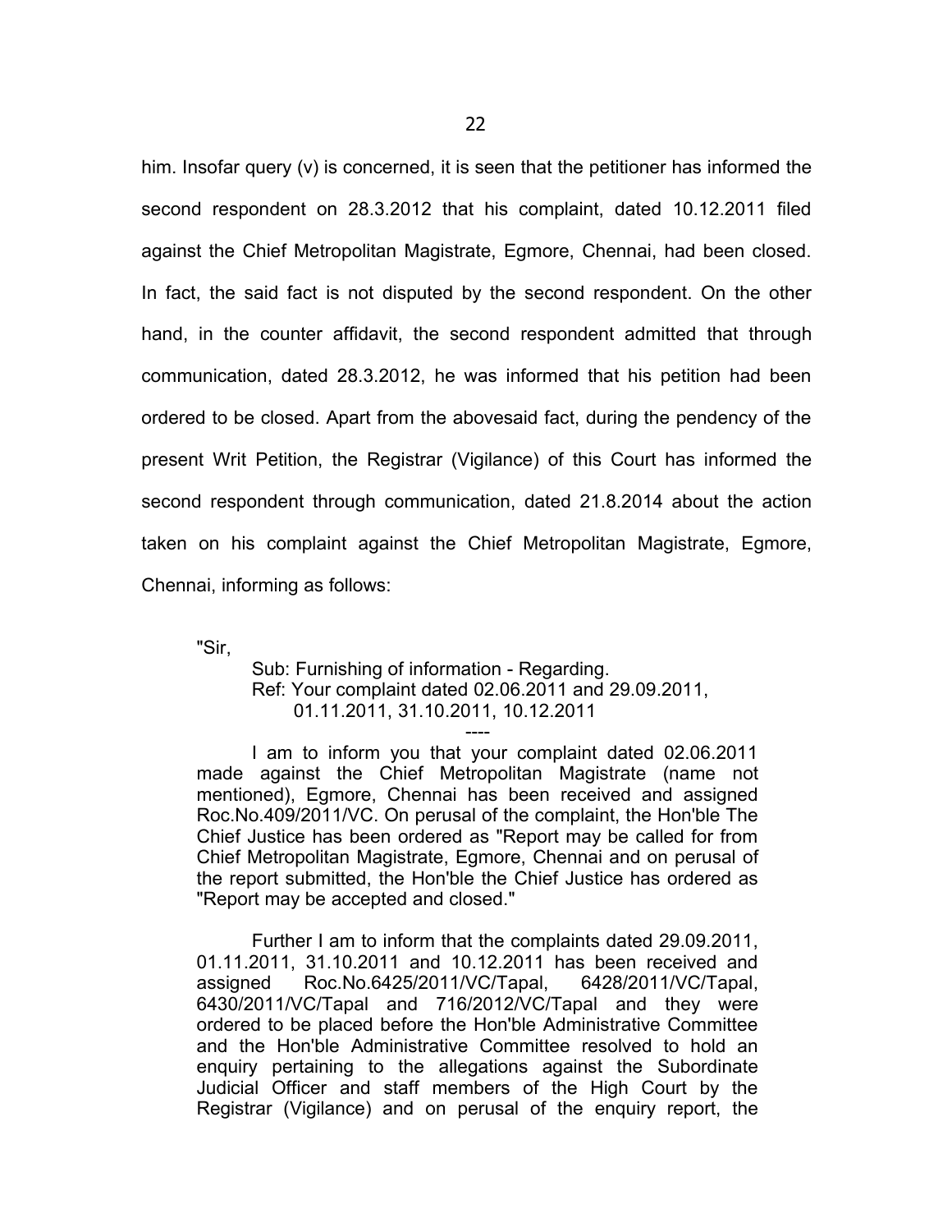him. Insofar query (v) is concerned, it is seen that the petitioner has informed the second respondent on 28.3.2012 that his complaint, dated 10.12.2011 filed against the Chief Metropolitan Magistrate, Egmore, Chennai, had been closed. In fact, the said fact is not disputed by the second respondent. On the other hand, in the counter affidavit, the second respondent admitted that through communication, dated 28.3.2012, he was informed that his petition had been ordered to be closed. Apart from the abovesaid fact, during the pendency of the present Writ Petition, the Registrar (Vigilance) of this Court has informed the second respondent through communication, dated 21.8.2014 about the action taken on his complaint against the Chief Metropolitan Magistrate, Egmore, Chennai, informing as follows:

> "Sir,
>
> Sub: Furnishing of information - Regarding.
> Ref: Your complaint dated 02.06.2011 and 29.09.2011, 01.11.2011, 31.10.2011, 10.12.2011
>
> ----
>
> I am to inform you that your complaint dated 02.06.2011 made against the Chief Metropolitan Magistrate (name not mentioned), Egmore, Chennai has been received and assigned Roc.No.409/2011/VC. On perusal of the complaint, the Hon'ble The Chief Justice has been ordered as "Report may be called for from Chief Metropolitan Magistrate, Egmore, Chennai and on perusal of the report submitted, the Hon'ble the Chief Justice has ordered as "Report may be accepted and closed."
>
> Further I am to inform that the complaints dated 29.09.2011, 01.11.2011, 31.10.2011 and 10.12.2011 has been received and assigned Roc.No.6425/2011/VC/Tapal, 6428/2011/VC/Tapal, 6430/2011/VC/Tapal and 716/2012/VC/Tapal and they were ordered to be placed before the Hon'ble Administrative Committee and the Hon'ble Administrative Committee resolved to hold an enquiry pertaining to the allegations against the Subordinate Judicial Officer and staff members of the High Court by the Registrar (Vigilance) and on perusal of the enquiry report, the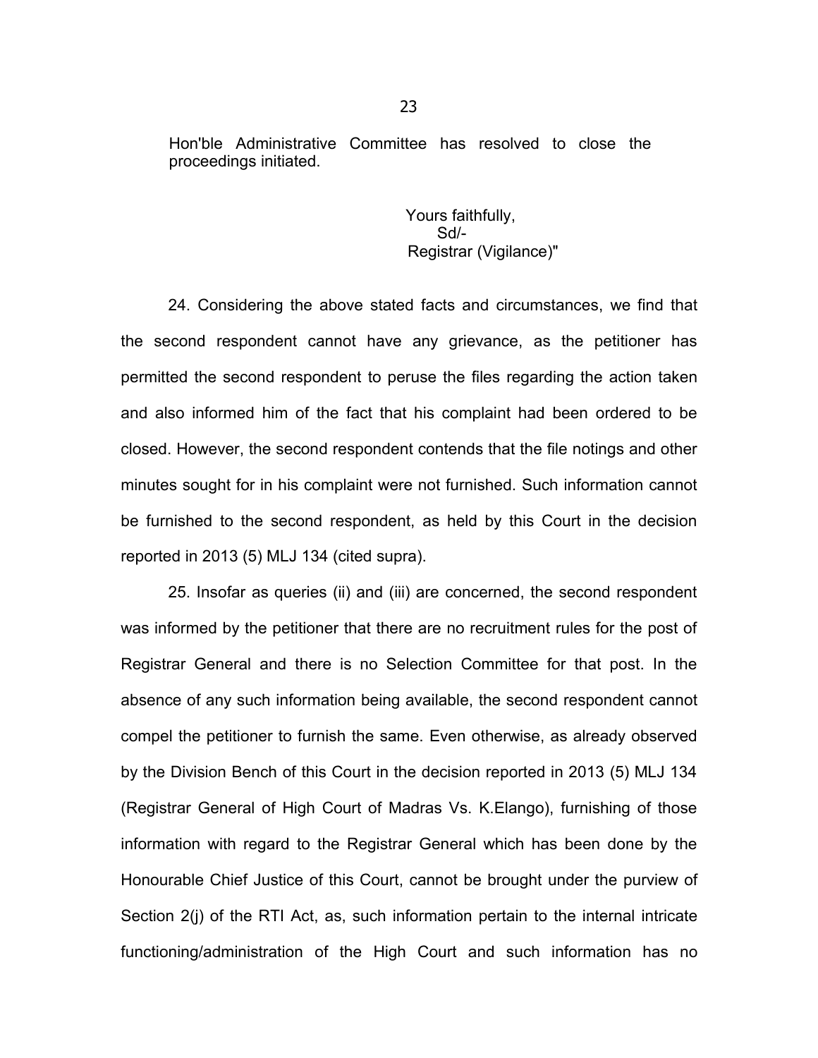Hon'ble Administrative Committee has resolved to close the proceedings initiated.

Yours faithfully,
Sd/-
Registrar (Vigilance)"

24. Considering the above stated facts and circumstances, we find that the second respondent cannot have any grievance, as the petitioner has permitted the second respondent to peruse the files regarding the action taken and also informed him of the fact that his complaint had been ordered to be closed. However, the second respondent contends that the file notings and other minutes sought for in his complaint were not furnished. Such information cannot be furnished to the second respondent, as held by this Court in the decision reported in 2013 (5) MLJ 134 (cited supra).

25. Insofar as queries (ii) and (iii) are concerned, the second respondent was informed by the petitioner that there are no recruitment rules for the post of Registrar General and there is no Selection Committee for that post. In the absence of any such information being available, the second respondent cannot compel the petitioner to furnish the same. Even otherwise, as already observed by the Division Bench of this Court in the decision reported in 2013 (5) MLJ 134 (Registrar General of High Court of Madras Vs. K.Elango), furnishing of those information with regard to the Registrar General which has been done by the Honourable Chief Justice of this Court, cannot be brought under the purview of Section 2(j) of the RTI Act, as, such information pertain to the internal intricate functioning/administration of the High Court and such information has no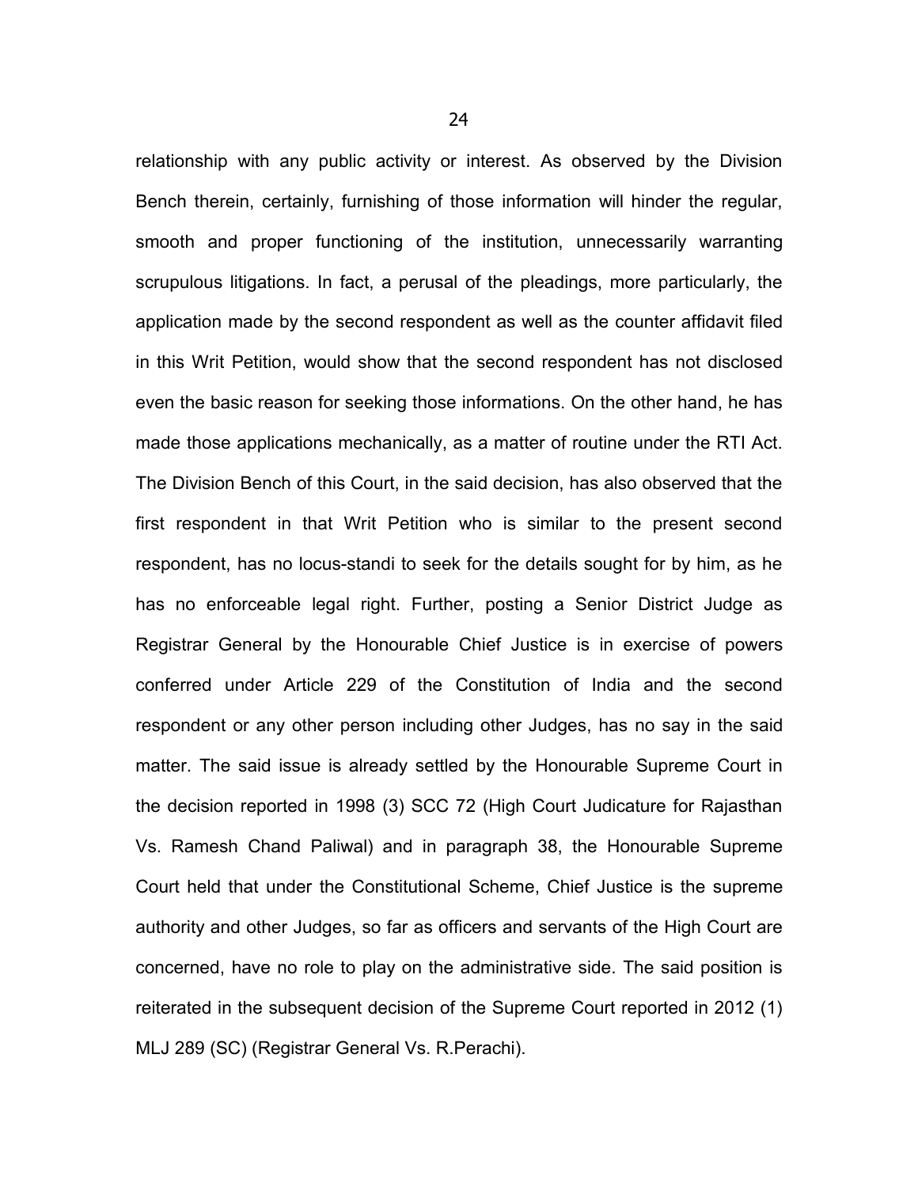relationship with any public activity or interest. As observed by the Division Bench therein, certainly, furnishing of those information will hinder the regular, smooth and proper functioning of the institution, unnecessarily warranting scrupulous litigations. In fact, a perusal of the pleadings, more particularly, the application made by the second respondent as well as the counter affidavit filed in this Writ Petition, would show that the second respondent has not disclosed even the basic reason for seeking those informations. On the other hand, he has made those applications mechanically, as a matter of routine under the RTI Act. The Division Bench of this Court, in the said decision, has also observed that the first respondent in that Writ Petition who is similar to the present second respondent, has no locus-standi to seek for the details sought for by him, as he has no enforceable legal right. Further, posting a Senior District Judge as Registrar General by the Honourable Chief Justice is in exercise of powers conferred under Article 229 of the Constitution of India and the second respondent or any other person including other Judges, has no say in the said matter. The said issue is already settled by the Honourable Supreme Court in the decision reported in 1998 (3) SCC 72 (High Court Judicature for Rajasthan Vs. Ramesh Chand Paliwal) and in paragraph 38, the Honourable Supreme Court held that under the Constitutional Scheme, Chief Justice is the supreme authority and other Judges, so far as officers and servants of the High Court are concerned, have no role to play on the administrative side. The said position is reiterated in the subsequent decision of the Supreme Court reported in 2012 (1) MLJ 289 (SC) (Registrar General Vs. R.Perachi).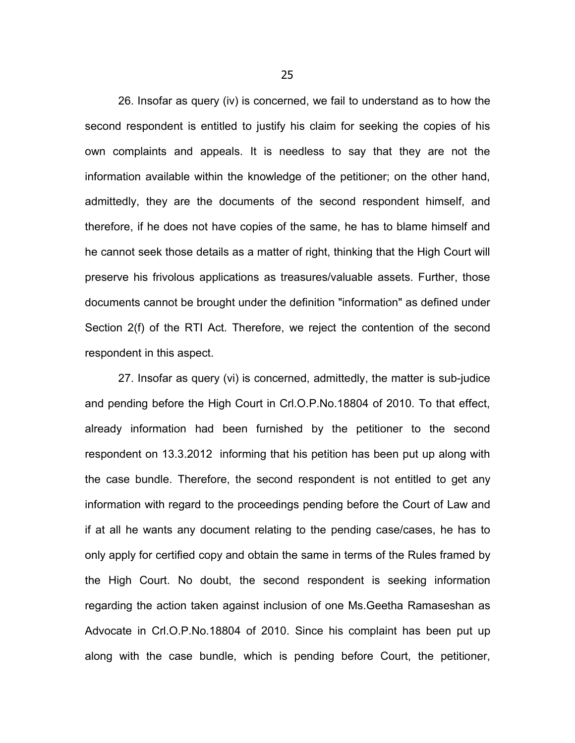26. Insofar as query (iv) is concerned, we fail to understand as to how the second respondent is entitled to justify his claim for seeking the copies of his own complaints and appeals. It is needless to say that they are not the information available within the knowledge of the petitioner; on the other hand, admittedly, they are the documents of the second respondent himself, and therefore, if he does not have copies of the same, he has to blame himself and he cannot seek those details as a matter of right, thinking that the High Court will preserve his frivolous applications as treasures/valuable assets. Further, those documents cannot be brought under the definition "information" as defined under Section 2(f) of the RTI Act. Therefore, we reject the contention of the second respondent in this aspect.

27. Insofar as query (vi) is concerned, admittedly, the matter is sub-judice and pending before the High Court in Crl.O.P.No.18804 of 2010. To that effect, already information had been furnished by the petitioner to the second respondent on 13.3.2012 informing that his petition has been put up along with the case bundle. Therefore, the second respondent is not entitled to get any information with regard to the proceedings pending before the Court of Law and if at all he wants any document relating to the pending case/cases, he has to only apply for certified copy and obtain the same in terms of the Rules framed by the High Court. No doubt, the second respondent is seeking information regarding the action taken against inclusion of one Ms.Geetha Ramaseshan as Advocate in Crl.O.P.No.18804 of 2010. Since his complaint has been put up along with the case bundle, which is pending before Court, the petitioner,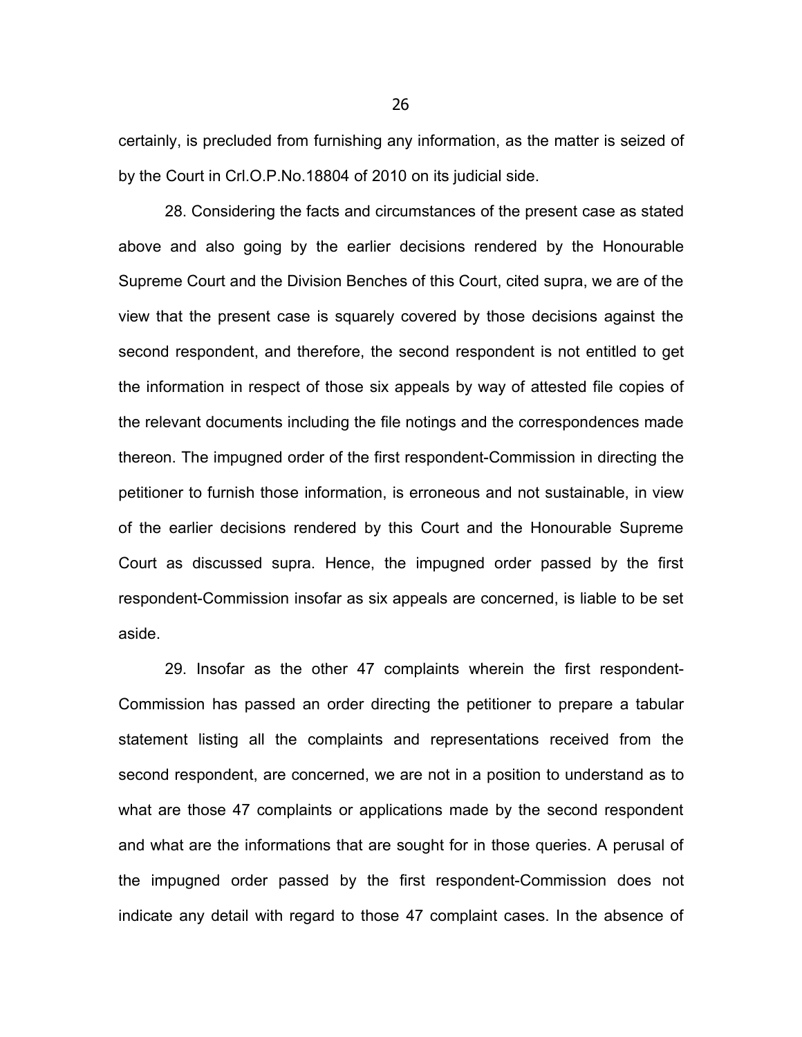certainly, is precluded from furnishing any information, as the matter is seized of by the Court in Crl.O.P.No.18804 of 2010 on its judicial side.

28. Considering the facts and circumstances of the present case as stated above and also going by the earlier decisions rendered by the Honourable Supreme Court and the Division Benches of this Court, cited supra, we are of the view that the present case is squarely covered by those decisions against the second respondent, and therefore, the second respondent is not entitled to get the information in respect of those six appeals by way of attested file copies of the relevant documents including the file notings and the correspondences made thereon. The impugned order of the first respondent-Commission in directing the petitioner to furnish those information, is erroneous and not sustainable, in view of the earlier decisions rendered by this Court and the Honourable Supreme Court as discussed supra. Hence, the impugned order passed by the first respondent-Commission insofar as six appeals are concerned, is liable to be set aside.

29. Insofar as the other 47 complaints wherein the first respondent-Commission has passed an order directing the petitioner to prepare a tabular statement listing all the complaints and representations received from the second respondent, are concerned, we are not in a position to understand as to what are those 47 complaints or applications made by the second respondent and what are the informations that are sought for in those queries. A perusal of the impugned order passed by the first respondent-Commission does not indicate any detail with regard to those 47 complaint cases. In the absence of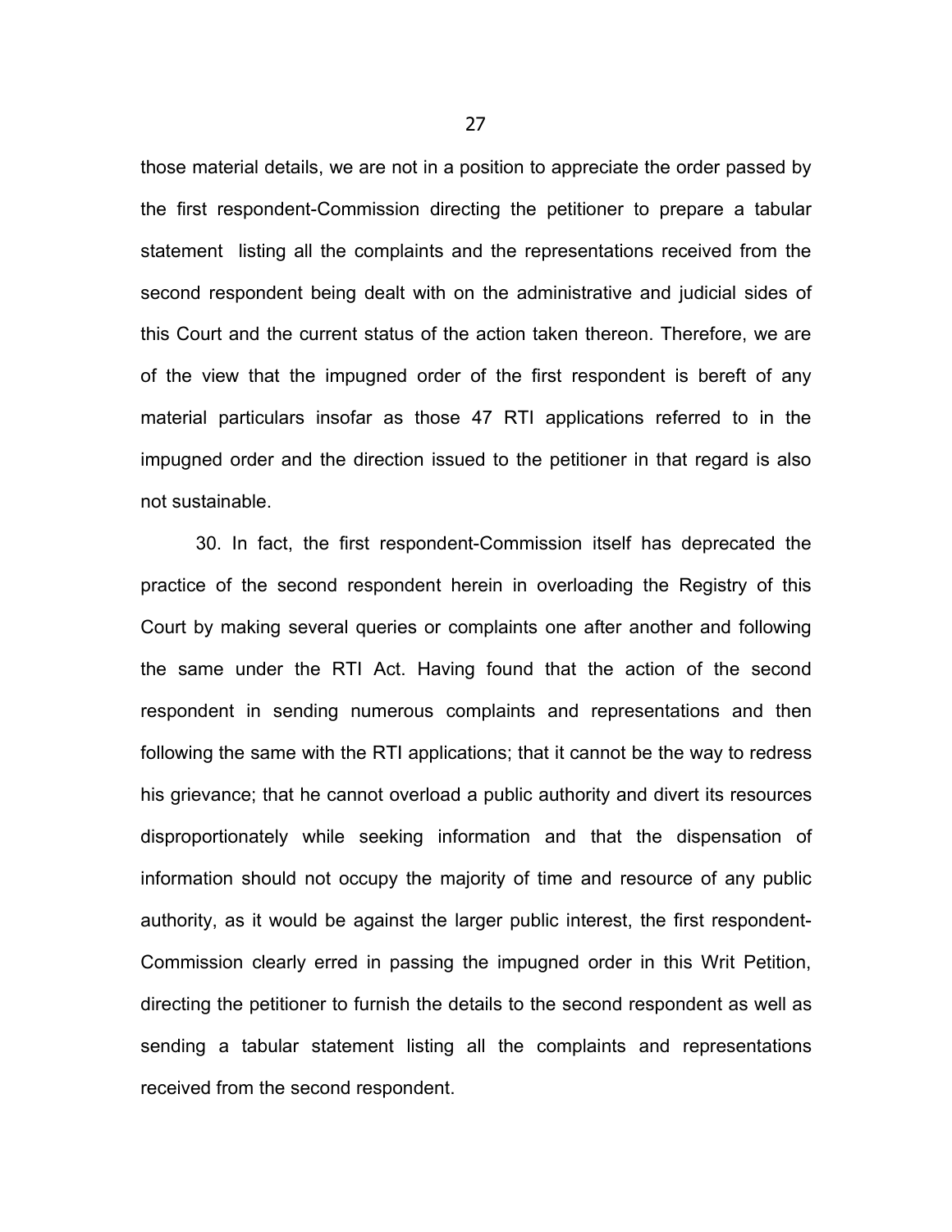those material details, we are not in a position to appreciate the order passed by the first respondent-Commission directing the petitioner to prepare a tabular statement listing all the complaints and the representations received from the second respondent being dealt with on the administrative and judicial sides of this Court and the current status of the action taken thereon. Therefore, we are of the view that the impugned order of the first respondent is bereft of any material particulars insofar as those 47 RTI applications referred to in the impugned order and the direction issued to the petitioner in that regard is also not sustainable.

30. In fact, the first respondent-Commission itself has deprecated the practice of the second respondent herein in overloading the Registry of this Court by making several queries or complaints one after another and following the same under the RTI Act. Having found that the action of the second respondent in sending numerous complaints and representations and then following the same with the RTI applications; that it cannot be the way to redress his grievance; that he cannot overload a public authority and divert its resources disproportionately while seeking information and that the dispensation of information should not occupy the majority of time and resource of any public authority, as it would be against the larger public interest, the first respondent-Commission clearly erred in passing the impugned order in this Writ Petition, directing the petitioner to furnish the details to the second respondent as well as sending a tabular statement listing all the complaints and representations received from the second respondent.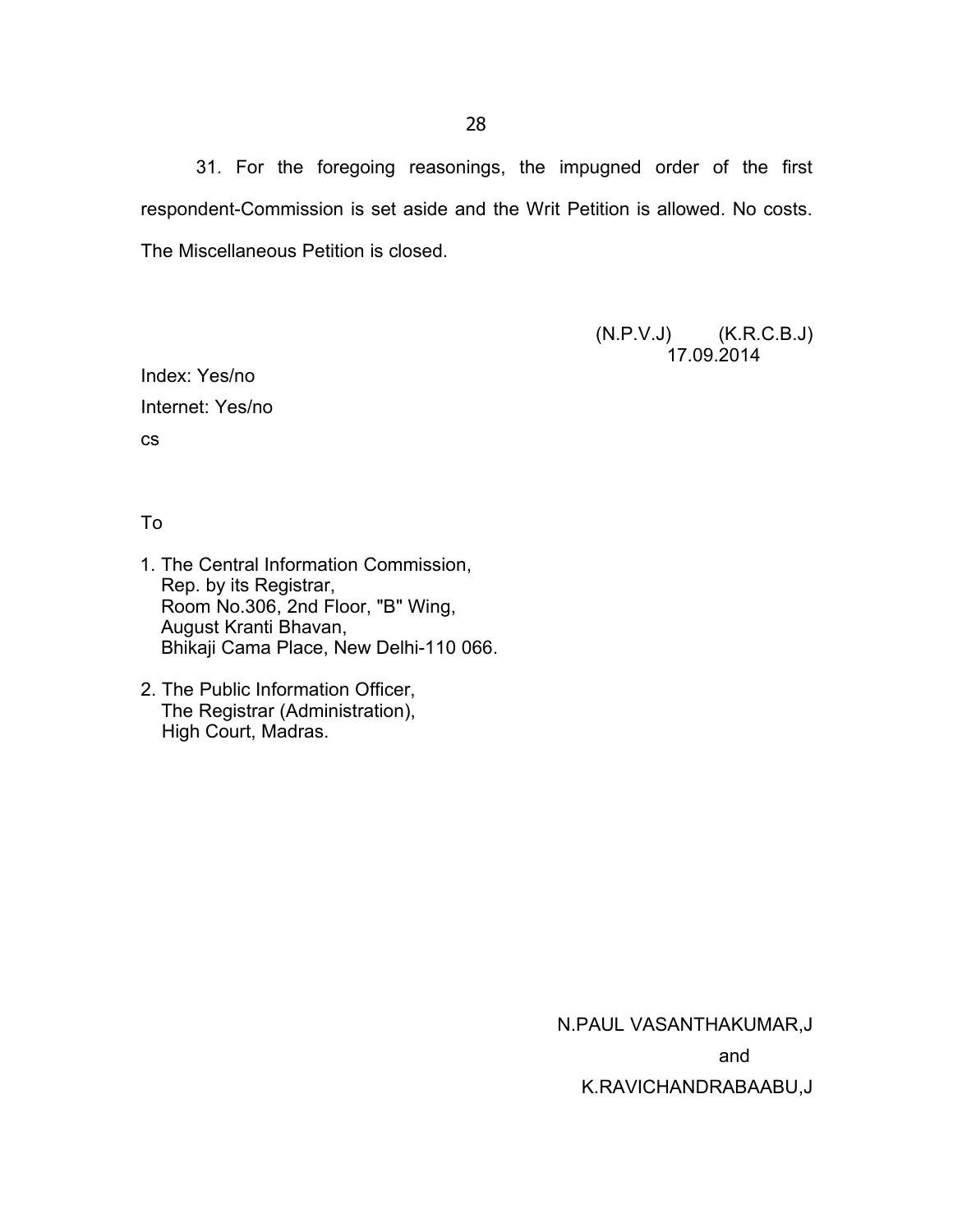31. For the foregoing reasonings, the impugned order of the first respondent-Commission is set aside and the Writ Petition is allowed. No costs. The Miscellaneous Petition is closed.

(N.P.V.J) (K.R.C.B.J)
17.09.2014

Index: Yes/no

Internet: Yes/no

cs

To

1. The Central Information Commission,
   Rep. by its Registrar,
   Room No.306, 2nd Floor, "B" Wing,
   August Kranti Bhavan,
   Bhikaji Cama Place, New Delhi-110 066.

2. The Public Information Officer,
   The Registrar (Administration),
   High Court, Madras.

N.PAUL VASANTHAKUMAR,J

and

K.RAVICHANDRABAABU,J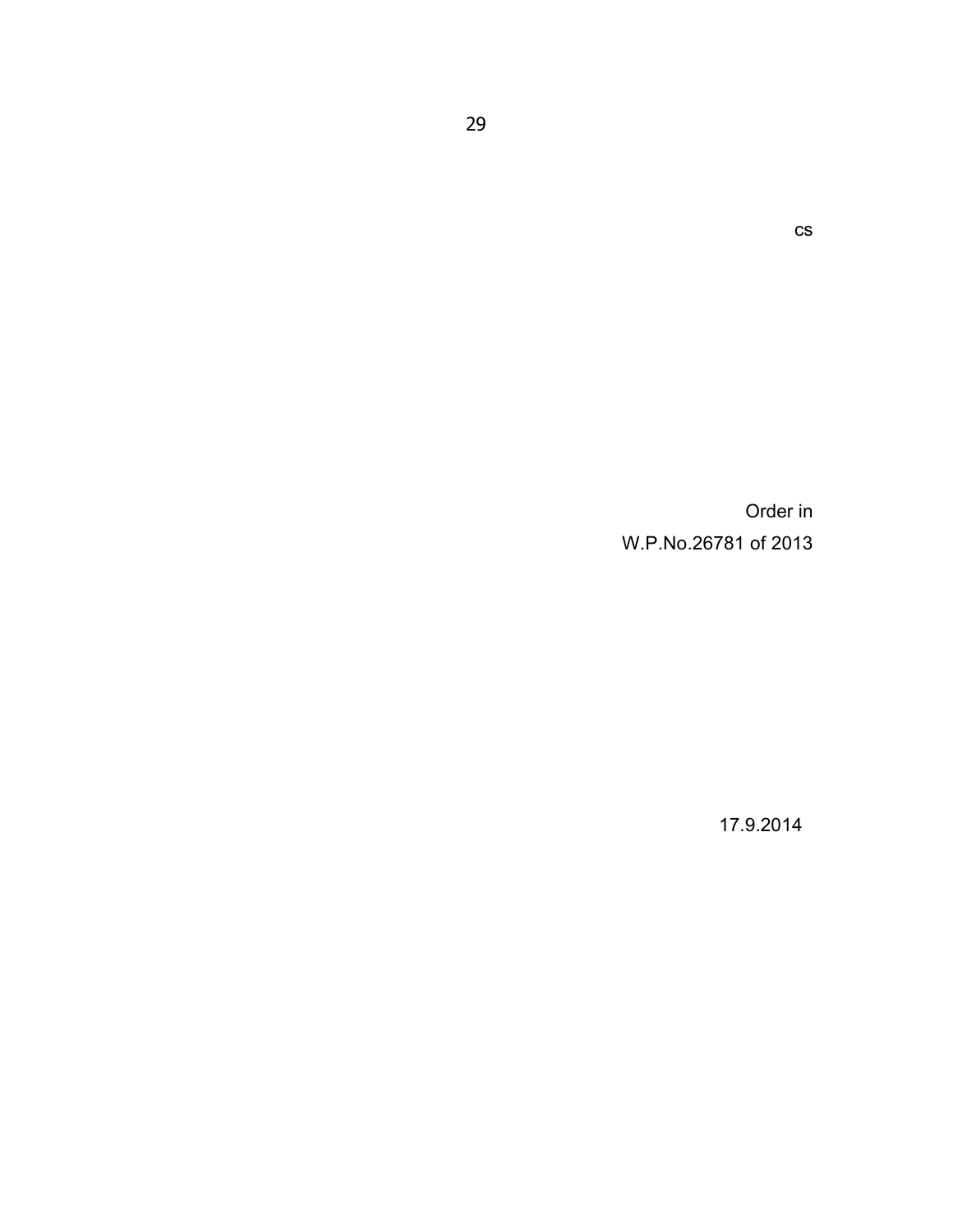cs

Order in
W.P.No.26781 of 2013

17.9.2014